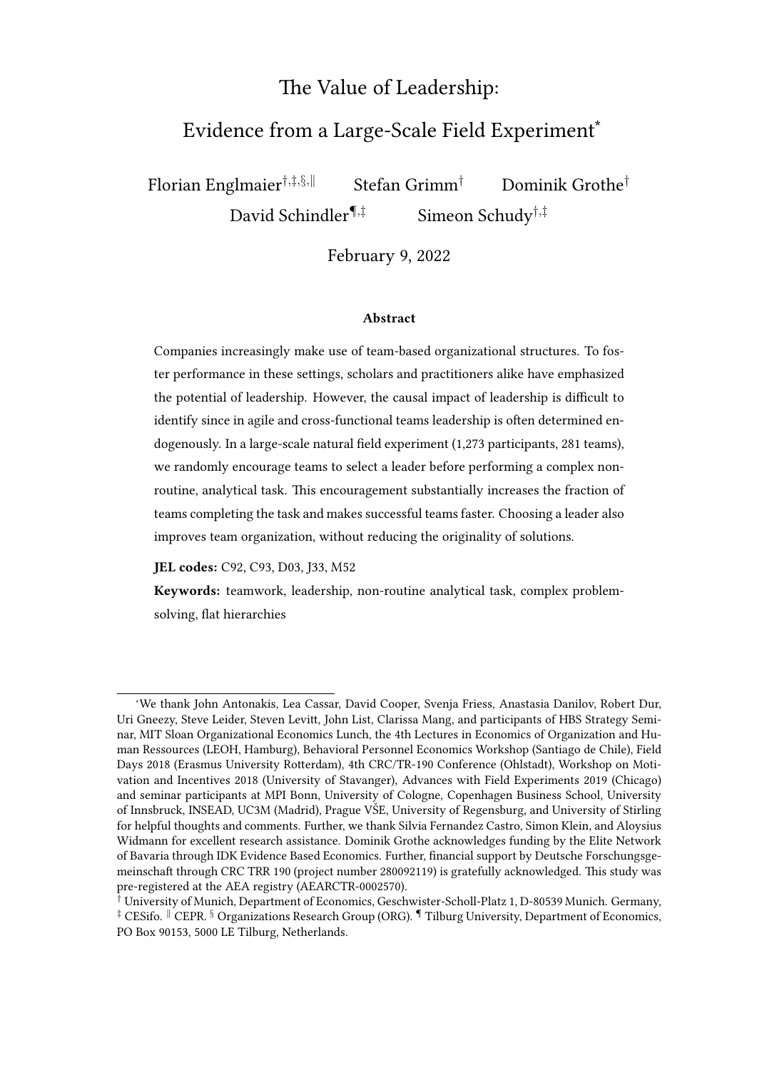# The Value of Leadership: Evidence from a Large-Scale Field Experiment[*]

Florian Englmaier[†,‡,§,‖] Stefan Grimm[†] Dominik Grothe[†]
David Schindler[¶,‡] Simeon Schudy[†,‡]

February 9, 2022

### Abstract

Companies increasingly make use of team-based organizational structures. To foster performance in these settings, scholars and practitioners alike have emphasized the potential of leadership. However, the causal impact of leadership is difficult to identify since in agile and cross-functional teams leadership is often determined endogenously. In a large-scale natural field experiment (1,273 participants, 281 teams), we randomly encourage teams to select a leader before performing a complex non-routine, analytical task. This encouragement substantially increases the fraction of teams completing the task and makes successful teams faster. Choosing a leader also improves team organization, without reducing the originality of solutions.

**JEL codes:** C92, C93, D03, J33, M52

**Keywords:** teamwork, leadership, non-routine analytical task, complex problem-solving, flat hierarchies

---

[*] We thank John Antonakis, Lea Cassar, David Cooper, Svenja Friess, Anastasia Danilov, Robert Dur, Uri Gneezy, Steve Leider, Steven Levitt, John List, Clarissa Mang, and participants of HBS Strategy Seminar, MIT Sloan Organizational Economics Lunch, the 4th Lectures in Economics of Organization and Human Ressources (LEOH, Hamburg), Behavioral Personnel Economics Workshop (Santiago de Chile), Field Days 2018 (Erasmus University Rotterdam), 4th CRC/TR-190 Conference (Ohlstadt), Workshop on Motivation and Incentives 2018 (University of Stavanger), Advances with Field Experiments 2019 (Chicago) and seminar participants at MPI Bonn, University of Cologne, Copenhagen Business School, University of Innsbruck, INSEAD, UC3M (Madrid), Prague VŠE, University of Regensburg, and University of Stirling for helpful thoughts and comments. Further, we thank Silvia Fernandez Castro, Simon Klein, and Aloysius Widmann for excellent research assistance. Dominik Grothe acknowledges funding by the Elite Network of Bavaria through IDK Evidence Based Economics. Further, financial support by Deutsche Forschungsgemeinschaft through CRC TRR 190 (project number 280092119) is gratefully acknowledged. This study was pre-registered at the AEA registry (AEARCTR-0002570).

[†] University of Munich, Department of Economics, Geschwister-Scholl-Platz 1, D-80539 Munich. Germany, [‡] CESifo. [‖] CEPR. [§] Organizations Research Group (ORG). [¶] Tilburg University, Department of Economics, PO Box 90153, 5000 LE Tilburg, Netherlands.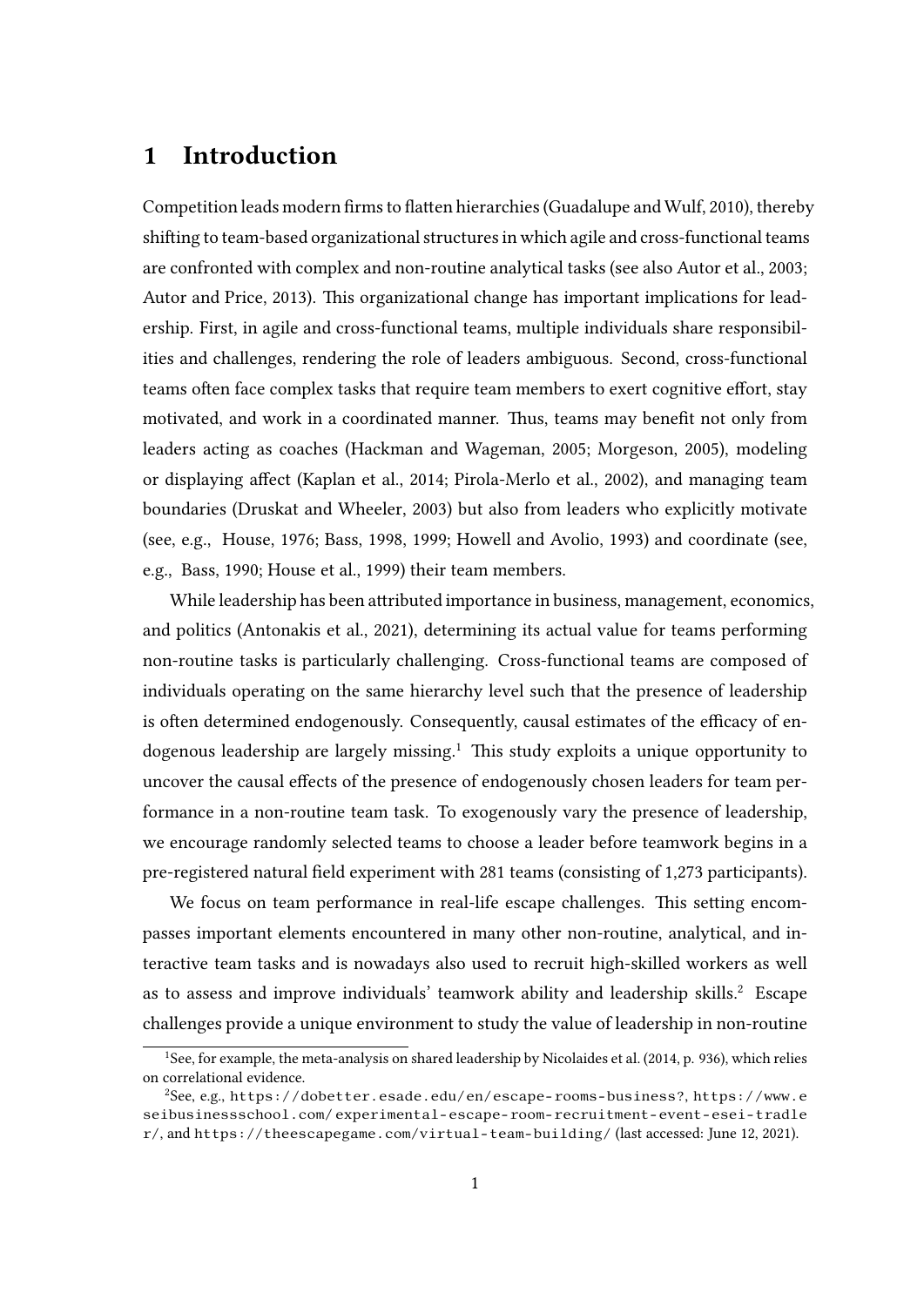# 1 Introduction

Competition leads modern firms to flatten hierarchies (Guadalupe and Wulf, 2010), thereby shifting to team-based organizational structures in which agile and cross-functional teams are confronted with complex and non-routine analytical tasks (see also Autor et al., 2003; Autor and Price, 2013). This organizational change has important implications for leadership. First, in agile and cross-functional teams, multiple individuals share responsibilities and challenges, rendering the role of leaders ambiguous. Second, cross-functional teams often face complex tasks that require team members to exert cognitive effort, stay motivated, and work in a coordinated manner. Thus, teams may benefit not only from leaders acting as coaches (Hackman and Wageman, 2005; Morgeson, 2005), modeling or displaying affect (Kaplan et al., 2014; Pirola-Merlo et al., 2002), and managing team boundaries (Druskat and Wheeler, 2003) but also from leaders who explicitly motivate (see, e.g., House, 1976; Bass, 1998, 1999; Howell and Avolio, 1993) and coordinate (see, e.g., Bass, 1990; House et al., 1999) their team members.

While leadership has been attributed importance in business, management, economics, and politics (Antonakis et al., 2021), determining its actual value for teams performing non-routine tasks is particularly challenging. Cross-functional teams are composed of individuals operating on the same hierarchy level such that the presence of leadership is often determined endogenously. Consequently, causal estimates of the efficacy of endogenous leadership are largely missing.[1] This study exploits a unique opportunity to uncover the causal effects of the presence of endogenously chosen leaders for team performance in a non-routine team task. To exogenously vary the presence of leadership, we encourage randomly selected teams to choose a leader before teamwork begins in a pre-registered natural field experiment with 281 teams (consisting of 1,273 participants).

We focus on team performance in real-life escape challenges. This setting encompasses important elements encountered in many other non-routine, analytical, and interactive team tasks and is nowadays also used to recruit high-skilled workers as well as to assess and improve individuals' teamwork ability and leadership skills.[2] Escape challenges provide a unique environment to study the value of leadership in non-routine

---

[1] See, for example, the meta-analysis on shared leadership by Nicolaides et al. (2014, p. 936), which relies on correlational evidence.

[2] See, e.g., https://dobetter.esade.edu/en/escape-rooms-business?, https://www.eseibusinessschool.com/experimental-escape-room-recruitment-event-esei-tradler/, and https://theescapegame.com/virtual-team-building/ (last accessed: June 12, 2021).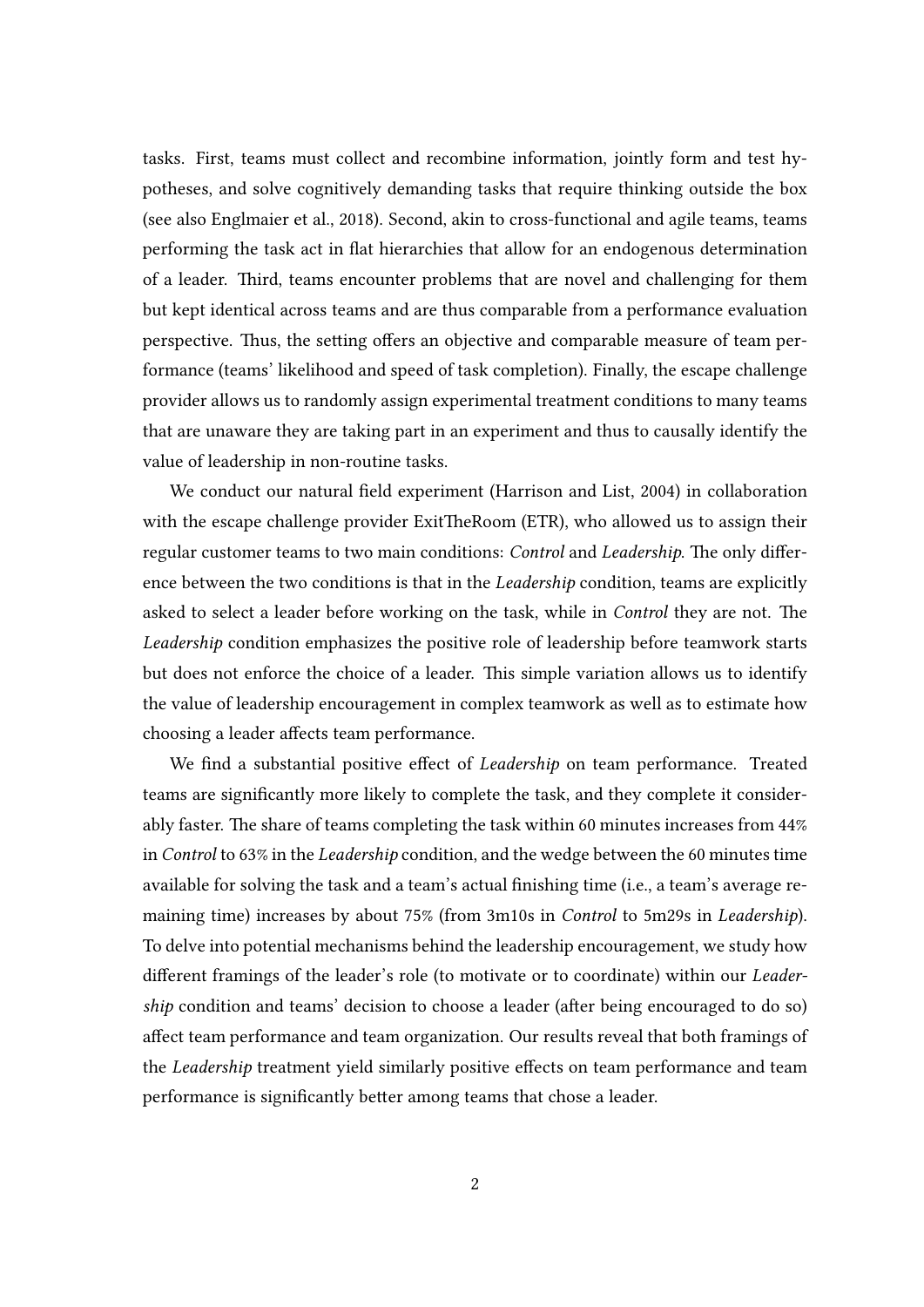tasks. First, teams must collect and recombine information, jointly form and test hypotheses, and solve cognitively demanding tasks that require thinking outside the box (see also Englmaier et al., 2018). Second, akin to cross-functional and agile teams, teams performing the task act in flat hierarchies that allow for an endogenous determination of a leader. Third, teams encounter problems that are novel and challenging for them but kept identical across teams and are thus comparable from a performance evaluation perspective. Thus, the setting offers an objective and comparable measure of team performance (teams' likelihood and speed of task completion). Finally, the escape challenge provider allows us to randomly assign experimental treatment conditions to many teams that are unaware they are taking part in an experiment and thus to causally identify the value of leadership in non-routine tasks.

We conduct our natural field experiment (Harrison and List, 2004) in collaboration with the escape challenge provider ExitTheRoom (ETR), who allowed us to assign their regular customer teams to two main conditions: *Control* and *Leadership*. The only difference between the two conditions is that in the *Leadership* condition, teams are explicitly asked to select a leader before working on the task, while in *Control* they are not. The *Leadership* condition emphasizes the positive role of leadership before teamwork starts but does not enforce the choice of a leader. This simple variation allows us to identify the value of leadership encouragement in complex teamwork as well as to estimate how choosing a leader affects team performance.

We find a substantial positive effect of *Leadership* on team performance. Treated teams are significantly more likely to complete the task, and they complete it considerably faster. The share of teams completing the task within 60 minutes increases from 44% in *Control* to 63% in the *Leadership* condition, and the wedge between the 60 minutes time available for solving the task and a team's actual finishing time (i.e., a team's average remaining time) increases by about 75% (from 3m10s in *Control* to 5m29s in *Leadership*). To delve into potential mechanisms behind the leadership encouragement, we study how different framings of the leader's role (to motivate or to coordinate) within our *Leadership* condition and teams' decision to choose a leader (after being encouraged to do so) affect team performance and team organization. Our results reveal that both framings of the *Leadership* treatment yield similarly positive effects on team performance and team performance is significantly better among teams that chose a leader.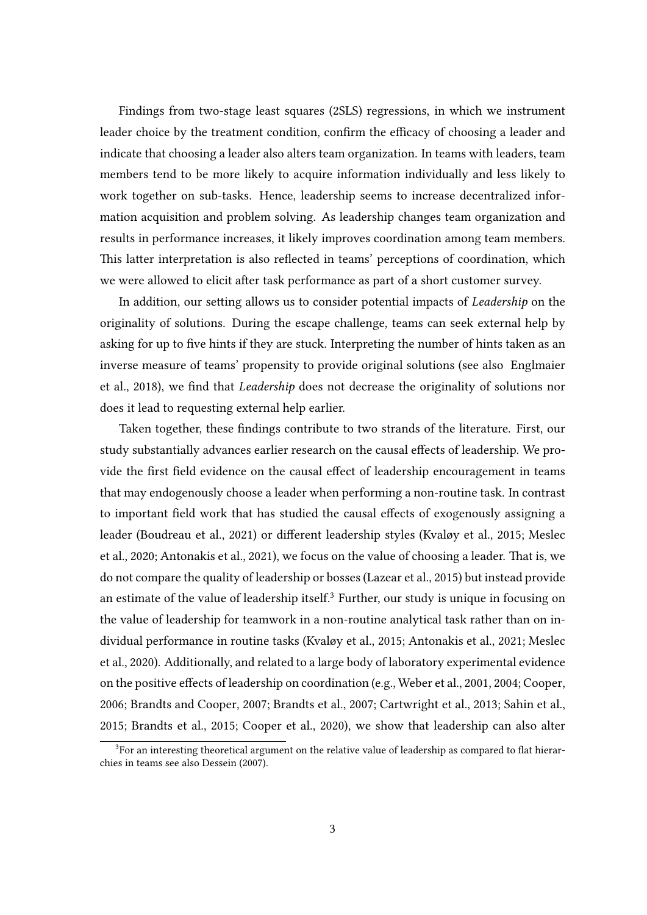Findings from two-stage least squares (2SLS) regressions, in which we instrument leader choice by the treatment condition, confirm the efficacy of choosing a leader and indicate that choosing a leader also alters team organization. In teams with leaders, team members tend to be more likely to acquire information individually and less likely to work together on sub-tasks. Hence, leadership seems to increase decentralized information acquisition and problem solving. As leadership changes team organization and results in performance increases, it likely improves coordination among team members. This latter interpretation is also reflected in teams' perceptions of coordination, which we were allowed to elicit after task performance as part of a short customer survey.

In addition, our setting allows us to consider potential impacts of *Leadership* on the originality of solutions. During the escape challenge, teams can seek external help by asking for up to five hints if they are stuck. Interpreting the number of hints taken as an inverse measure of teams' propensity to provide original solutions (see also Englmaier et al., 2018), we find that *Leadership* does not decrease the originality of solutions nor does it lead to requesting external help earlier.

Taken together, these findings contribute to two strands of the literature. First, our study substantially advances earlier research on the causal effects of leadership. We provide the first field evidence on the causal effect of leadership encouragement in teams that may endogenously choose a leader when performing a non-routine task. In contrast to important field work that has studied the causal effects of exogenously assigning a leader (Boudreau et al., 2021) or different leadership styles (Kvaløy et al., 2015; Meslec et al., 2020; Antonakis et al., 2021), we focus on the value of choosing a leader. That is, we do not compare the quality of leadership or bosses (Lazear et al., 2015) but instead provide an estimate of the value of leadership itself.[3] Further, our study is unique in focusing on the value of leadership for teamwork in a non-routine analytical task rather than on individual performance in routine tasks (Kvaløy et al., 2015; Antonakis et al., 2021; Meslec et al., 2020). Additionally, and related to a large body of laboratory experimental evidence on the positive effects of leadership on coordination (e.g., Weber et al., 2001, 2004; Cooper, 2006; Brandts and Cooper, 2007; Brandts et al., 2007; Cartwright et al., 2013; Sahin et al., 2015; Brandts et al., 2015; Cooper et al., 2020), we show that leadership can also alter

[3] For an interesting theoretical argument on the relative value of leadership as compared to flat hierarchies in teams see also Dessein (2007).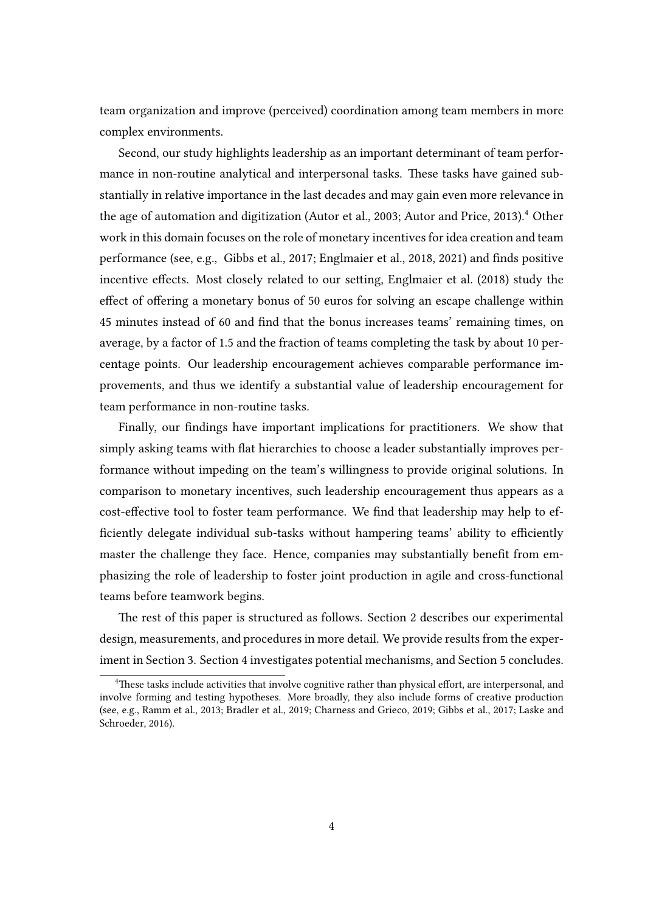team organization and improve (perceived) coordination among team members in more complex environments.

Second, our study highlights leadership as an important determinant of team performance in non-routine analytical and interpersonal tasks. These tasks have gained substantially in relative importance in the last decades and may gain even more relevance in the age of automation and digitization (Autor et al., 2003; Autor and Price, 2013).[4] Other work in this domain focuses on the role of monetary incentives for idea creation and team performance (see, e.g., Gibbs et al., 2017; Englmaier et al., 2018, 2021) and finds positive incentive effects. Most closely related to our setting, Englmaier et al. (2018) study the effect of offering a monetary bonus of 50 euros for solving an escape challenge within 45 minutes instead of 60 and find that the bonus increases teams' remaining times, on average, by a factor of 1.5 and the fraction of teams completing the task by about 10 percentage points. Our leadership encouragement achieves comparable performance improvements, and thus we identify a substantial value of leadership encouragement for team performance in non-routine tasks.

Finally, our findings have important implications for practitioners. We show that simply asking teams with flat hierarchies to choose a leader substantially improves performance without impeding on the team's willingness to provide original solutions. In comparison to monetary incentives, such leadership encouragement thus appears as a cost-effective tool to foster team performance. We find that leadership may help to efficiently delegate individual sub-tasks without hampering teams' ability to efficiently master the challenge they face. Hence, companies may substantially benefit from emphasizing the role of leadership to foster joint production in agile and cross-functional teams before teamwork begins.

The rest of this paper is structured as follows. Section 2 describes our experimental design, measurements, and procedures in more detail. We provide results from the experiment in Section 3. Section 4 investigates potential mechanisms, and Section 5 concludes.

[4] These tasks include activities that involve cognitive rather than physical effort, are interpersonal, and involve forming and testing hypotheses. More broadly, they also include forms of creative production (see, e.g., Ramm et al., 2013; Bradler et al., 2019; Charness and Grieco, 2019; Gibbs et al., 2017; Laske and Schroeder, 2016).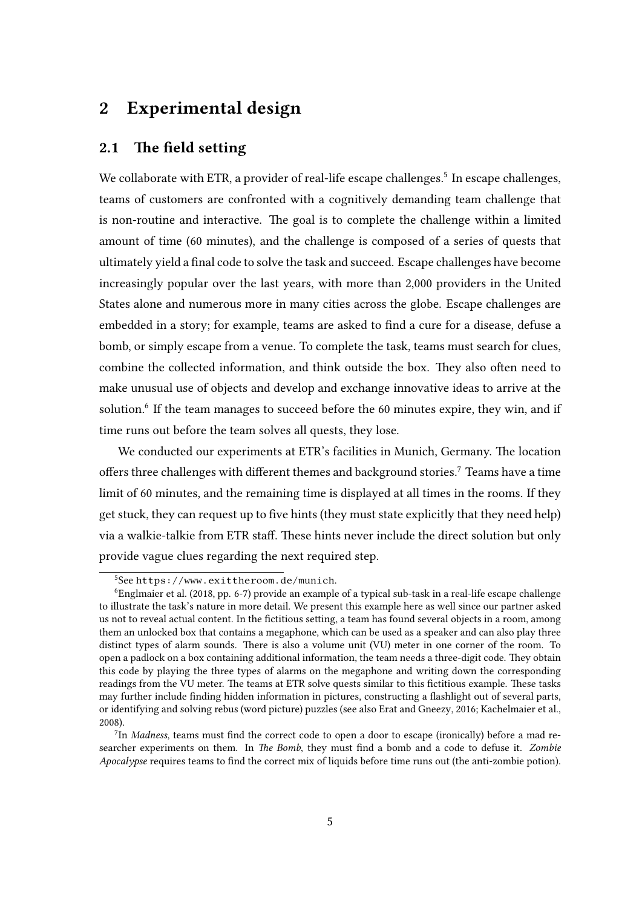# 2 Experimental design

## 2.1 The field setting

We collaborate with ETR, a provider of real-life escape challenges.[5] In escape challenges, teams of customers are confronted with a cognitively demanding team challenge that is non-routine and interactive. The goal is to complete the challenge within a limited amount of time (60 minutes), and the challenge is composed of a series of quests that ultimately yield a final code to solve the task and succeed. Escape challenges have become increasingly popular over the last years, with more than 2,000 providers in the United States alone and numerous more in many cities across the globe. Escape challenges are embedded in a story; for example, teams are asked to find a cure for a disease, defuse a bomb, or simply escape from a venue. To complete the task, teams must search for clues, combine the collected information, and think outside the box. They also often need to make unusual use of objects and develop and exchange innovative ideas to arrive at the solution.[6] If the team manages to succeed before the 60 minutes expire, they win, and if time runs out before the team solves all quests, they lose.

We conducted our experiments at ETR's facilities in Munich, Germany. The location offers three challenges with different themes and background stories.[7] Teams have a time limit of 60 minutes, and the remaining time is displayed at all times in the rooms. If they get stuck, they can request up to five hints (they must state explicitly that they need help) via a walkie-talkie from ETR staff. These hints never include the direct solution but only provide vague clues regarding the next required step.

---

[5] See https://www.exittheroom.de/munich.

[6] Englmaier et al. (2018, pp. 6-7) provide an example of a typical sub-task in a real-life escape challenge to illustrate the task's nature in more detail. We present this example here as well since our partner asked us not to reveal actual content. In the fictitious setting, a team has found several objects in a room, among them an unlocked box that contains a megaphone, which can be used as a speaker and can also play three distinct types of alarm sounds. There is also a volume unit (VU) meter in one corner of the room. To open a padlock on a box containing additional information, the team needs a three-digit code. They obtain this code by playing the three types of alarms on the megaphone and writing down the corresponding readings from the VU meter. The teams at ETR solve quests similar to this fictitious example. These tasks may further include finding hidden information in pictures, constructing a flashlight out of several parts, or identifying and solving rebus (word picture) puzzles (see also Erat and Gneezy, 2016; Kachelmaier et al., 2008).

[7] In *Madness*, teams must find the correct code to open a door to escape (ironically) before a mad researcher experiments on them. In *The Bomb*, they must find a bomb and a code to defuse it. *Zombie Apocalypse* requires teams to find the correct mix of liquids before time runs out (the anti-zombie potion).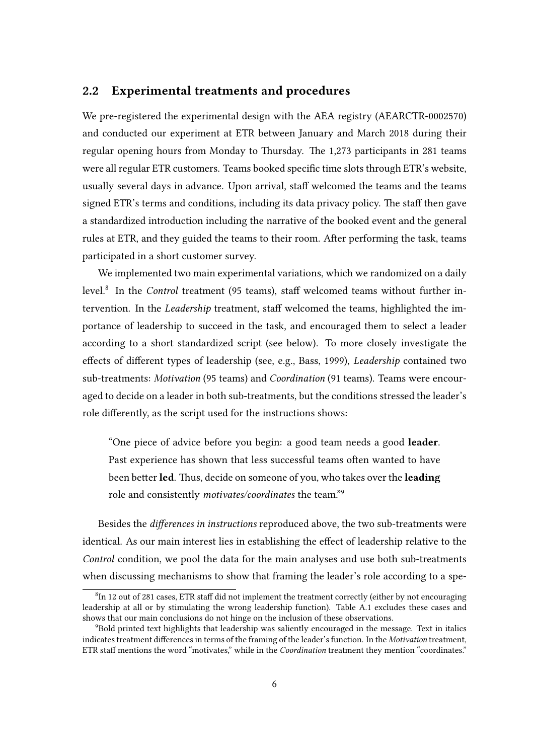## 2.2 Experimental treatments and procedures

We pre-registered the experimental design with the AEA registry (AEARCTR-0002570) and conducted our experiment at ETR between January and March 2018 during their regular opening hours from Monday to Thursday. The 1,273 participants in 281 teams were all regular ETR customers. Teams booked specific time slots through ETR's website, usually several days in advance. Upon arrival, staff welcomed the teams and the teams signed ETR's terms and conditions, including its data privacy policy. The staff then gave a standardized introduction including the narrative of the booked event and the general rules at ETR, and they guided the teams to their room. After performing the task, teams participated in a short customer survey.

We implemented two main experimental variations, which we randomized on a daily level.[8] In the *Control* treatment (95 teams), staff welcomed teams without further intervention. In the *Leadership* treatment, staff welcomed the teams, highlighted the importance of leadership to succeed in the task, and encouraged them to select a leader according to a short standardized script (see below). To more closely investigate the effects of different types of leadership (see, e.g., Bass, 1999), *Leadership* contained two sub-treatments: *Motivation* (95 teams) and *Coordination* (91 teams). Teams were encouraged to decide on a leader in both sub-treatments, but the conditions stressed the leader's role differently, as the script used for the instructions shows:

> "One piece of advice before you begin: a good team needs a good **leader**. Past experience has shown that less successful teams often wanted to have been better **led**. Thus, decide on someone of you, who takes over the **leading** role and consistently *motivates/coordinates* the team."[9]

Besides the *differences in instructions* reproduced above, the two sub-treatments were identical. As our main interest lies in establishing the effect of leadership relative to the *Control* condition, we pool the data for the main analyses and use both sub-treatments when discussing mechanisms to show that framing the leader's role according to a spe-

[8] In 12 out of 281 cases, ETR staff did not implement the treatment correctly (either by not encouraging leadership at all or by stimulating the wrong leadership function). Table A.1 excludes these cases and shows that our main conclusions do not hinge on the inclusion of these observations.

[9] Bold printed text highlights that leadership was saliently encouraged in the message. Text in italics indicates treatment differences in terms of the framing of the leader's function. In the *Motivation* treatment, ETR staff mentions the word "motivates," while in the *Coordination* treatment they mention "coordinates."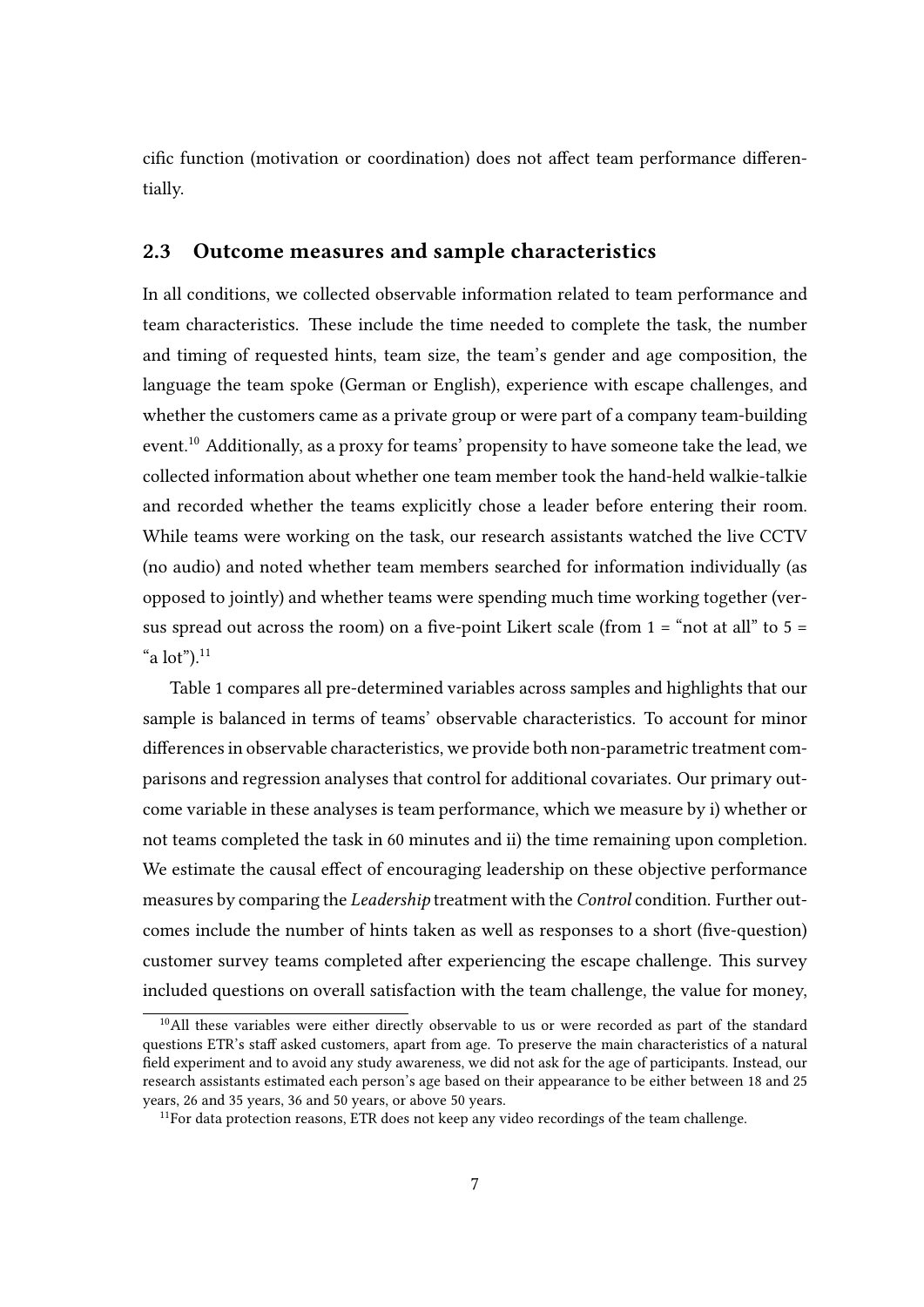cific function (motivation or coordination) does not affect team performance differentially.

## 2.3 Outcome measures and sample characteristics

In all conditions, we collected observable information related to team performance and team characteristics. These include the time needed to complete the task, the number and timing of requested hints, team size, the team's gender and age composition, the language the team spoke (German or English), experience with escape challenges, and whether the customers came as a private group or were part of a company team-building event.[10] Additionally, as a proxy for teams' propensity to have someone take the lead, we collected information about whether one team member took the hand-held walkie-talkie and recorded whether the teams explicitly chose a leader before entering their room. While teams were working on the task, our research assistants watched the live CCTV (no audio) and noted whether team members searched for information individually (as opposed to jointly) and whether teams were spending much time working together (versus spread out across the room) on a five-point Likert scale (from 1 = "not at all" to 5 = "a lot").[11]

Table 1 compares all pre-determined variables across samples and highlights that our sample is balanced in terms of teams' observable characteristics. To account for minor differences in observable characteristics, we provide both non-parametric treatment comparisons and regression analyses that control for additional covariates. Our primary outcome variable in these analyses is team performance, which we measure by i) whether or not teams completed the task in 60 minutes and ii) the time remaining upon completion. We estimate the causal effect of encouraging leadership on these objective performance measures by comparing the *Leadership* treatment with the *Control* condition. Further outcomes include the number of hints taken as well as responses to a short (five-question) customer survey teams completed after experiencing the escape challenge. This survey included questions on overall satisfaction with the team challenge, the value for money,

---

[10] All these variables were either directly observable to us or were recorded as part of the standard questions ETR's staff asked customers, apart from age. To preserve the main characteristics of a natural field experiment and to avoid any study awareness, we did not ask for the age of participants. Instead, our research assistants estimated each person's age based on their appearance to be either between 18 and 25 years, 26 and 35 years, 36 and 50 years, or above 50 years.

[11] For data protection reasons, ETR does not keep any video recordings of the team challenge.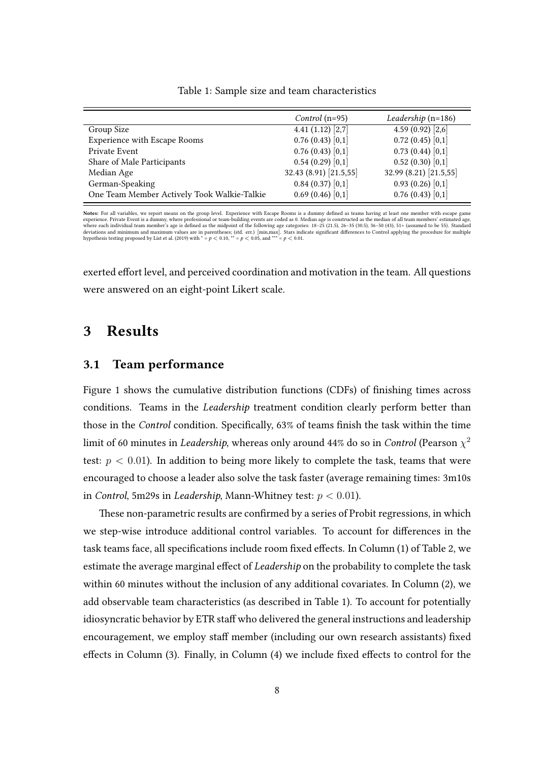Table 1: Sample size and team characteristics

| | *Control* (n=95) | *Leadership* (n=186) |
|---|---|---|
| Group Size | 4.41 (1.12) [2,7] | 4.59 (0.92) [2,6] |
| Experience with Escape Rooms | 0.76 (0.43) [0,1] | 0.72 (0.45) [0,1] |
| Private Event | 0.76 (0.43) [0,1] | 0.73 (0.44) [0,1] |
| Share of Male Participants | 0.54 (0.29) [0,1] | 0.52 (0.30) [0,1] |
| Median Age | 32.43 (8.91) [21.5,55] | 32.99 (8.21) [21.5,55] |
| German-Speaking | 0.84 (0.37) [0,1] | 0.93 (0.26) [0,1] |
| One Team Member Actively Took Walkie-Talkie | 0.69 (0.46) [0,1] | 0.76 (0.43) [0,1] |

**Notes:** For all variables, we report means on the group level. Experience with Escape Rooms is a dummy defined as teams having at least one member with escape game experience. Private Event is a dummy, where professional or team-building events are coded as 0. Median age is constructed as the median of all team members' estimated age, where each individual team member's age is defined as the midpoint of the following age categories: 18–25 (21.5), 26–35 (30.5), 36–50 (43), 51+ (assumed to be 55). Standard deviations and minimum and maximum values are in parentheses; (std. err.) [min,max]. Stars indicate significant differences to Control applying the procedure for multiple hypothesis testing proposed by List et al. (2019) with * = $p < 0.10$, ** = $p < 0.05$, and *** = $p < 0.01$.

exerted effort level, and perceived coordination and motivation in the team. All questions were answered on an eight-point Likert scale.

# 3 Results

## 3.1 Team performance

Figure 1 shows the cumulative distribution functions (CDFs) of finishing times across conditions. Teams in the *Leadership* treatment condition clearly perform better than those in the *Control* condition. Specifically, 63% of teams finish the task within the time limit of 60 minutes in *Leadership*, whereas only around 44% do so in *Control* (Pearson $\chi^2$ test: $p < 0.01$). In addition to being more likely to complete the task, teams that were encouraged to choose a leader also solve the task faster (average remaining times: 3m10s in *Control*, 5m29s in *Leadership*, Mann-Whitney test: $p < 0.01$).

These non-parametric results are confirmed by a series of Probit regressions, in which we step-wise introduce additional control variables. To account for differences in the task teams face, all specifications include room fixed effects. In Column (1) of Table 2, we estimate the average marginal effect of *Leadership* on the probability to complete the task within 60 minutes without the inclusion of any additional covariates. In Column (2), we add observable team characteristics (as described in Table 1). To account for potentially idiosyncratic behavior by ETR staff who delivered the general instructions and leadership encouragement, we employ staff member (including our own research assistants) fixed effects in Column (3). Finally, in Column (4) we include fixed effects to control for the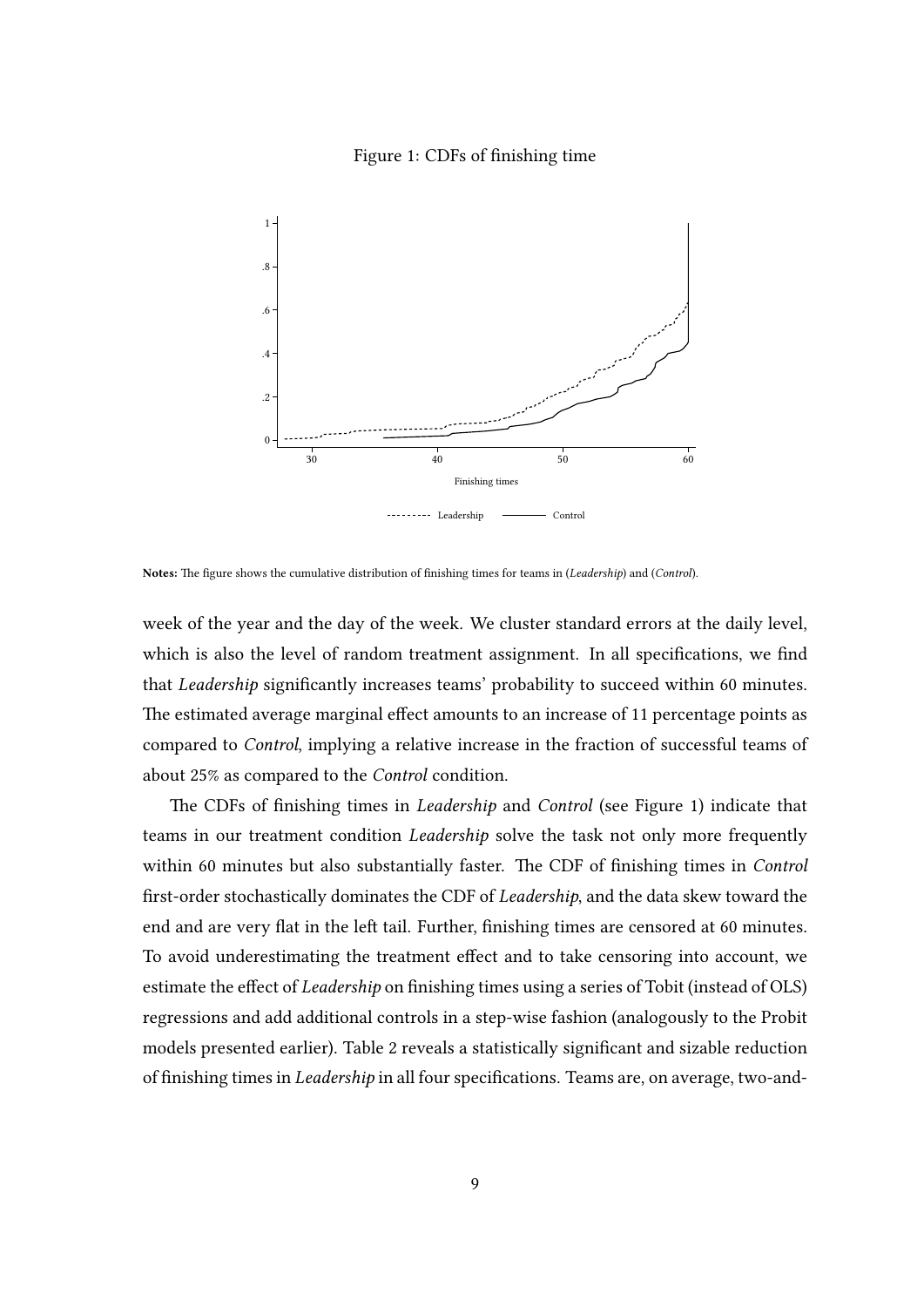Figure 1: CDFs of finishing time

**Notes:** The figure shows the cumulative distribution of finishing times for teams in (*Leadership*) and (*Control*).

week of the year and the day of the week. We cluster standard errors at the daily level, which is also the level of random treatment assignment. In all specifications, we find that *Leadership* significantly increases teams' probability to succeed within 60 minutes. The estimated average marginal effect amounts to an increase of 11 percentage points as compared to *Control*, implying a relative increase in the fraction of successful teams of about 25% as compared to the *Control* condition.

The CDFs of finishing times in *Leadership* and *Control* (see Figure 1) indicate that teams in our treatment condition *Leadership* solve the task not only more frequently within 60 minutes but also substantially faster. The CDF of finishing times in *Control* first-order stochastically dominates the CDF of *Leadership*, and the data skew toward the end and are very flat in the left tail. Further, finishing times are censored at 60 minutes. To avoid underestimating the treatment effect and to take censoring into account, we estimate the effect of *Leadership* on finishing times using a series of Tobit (instead of OLS) regressions and add additional controls in a step-wise fashion (analogously to the Probit models presented earlier). Table 2 reveals a statistically significant and sizable reduction of finishing times in *Leadership* in all four specifications. Teams are, on average, two-and-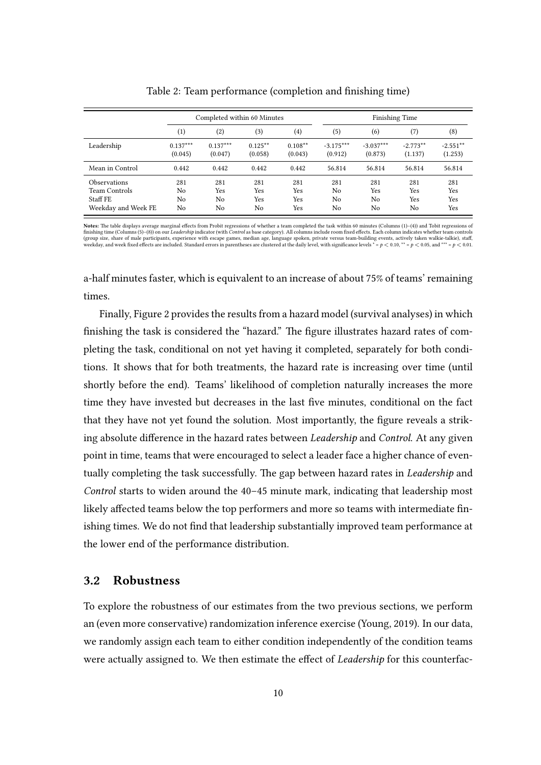Table 2: Team performance (completion and finishing time)

| | Completed within 60 Minutes | | | | Finishing Time | | | |
|---|---|---|---|---|---|---|---|---|
| | (1) | (2) | (3) | (4) | (5) | (6) | (7) | (8) |
| Leadership | 0.137*** | 0.137*** | 0.125** | 0.108** | -3.175*** | -3.037*** | -2.773** | -2.551** |
| | (0.045) | (0.047) | (0.058) | (0.043) | (0.912) | (0.873) | (1.137) | (1.253) |
| Mean in Control | 0.442 | 0.442 | 0.442 | 0.442 | 56.814 | 56.814 | 56.814 | 56.814 |
| Observations | 281 | 281 | 281 | 281 | 281 | 281 | 281 | 281 |
| Team Controls | No | Yes | Yes | Yes | No | Yes | Yes | Yes |
| Staff FE | No | No | Yes | Yes | No | No | Yes | Yes |
| Weekday and Week FE | No | No | No | Yes | No | No | No | Yes |

**Notes:** The table displays average marginal effects from Probit regressions of whether a team completed the task within 60 minutes (Columns (1)–(4)) and Tobit regressions of finishing time (Columns (5)–(8)) on our *Leadership* indicator (with *Control* as base category). All columns include room fixed effects. Each column indicates whether team controls (group size, share of male participants, experience with escape games, median age, language spoken, private versus team-building events, actively taken walkie-talkie), staff, weekday, and week fixed effects are included. Standard errors in parentheses are clustered at the daily level, with significance levels * = $p < 0.10$, ** = $p < 0.05$, and *** = $p < 0.01$.

a-half minutes faster, which is equivalent to an increase of about 75% of teams' remaining times.

Finally, Figure 2 provides the results from a hazard model (survival analyses) in which finishing the task is considered the "hazard." The figure illustrates hazard rates of completing the task, conditional on not yet having it completed, separately for both conditions. It shows that for both treatments, the hazard rate is increasing over time (until shortly before the end). Teams' likelihood of completion naturally increases the more time they have invested but decreases in the last five minutes, conditional on the fact that they have not yet found the solution. Most importantly, the figure reveals a striking absolute difference in the hazard rates between *Leadership* and *Control*. At any given point in time, teams that were encouraged to select a leader face a higher chance of eventually completing the task successfully. The gap between hazard rates in *Leadership* and *Control* starts to widen around the 40–45 minute mark, indicating that leadership most likely affected teams below the top performers and more so teams with intermediate finishing times. We do not find that leadership substantially improved team performance at the lower end of the performance distribution.

### 3.2 Robustness

To explore the robustness of our estimates from the two previous sections, we perform an (even more conservative) randomization inference exercise (Young, 2019). In our data, we randomly assign each team to either condition independently of the condition teams were actually assigned to. We then estimate the effect of *Leadership* for this counterfac-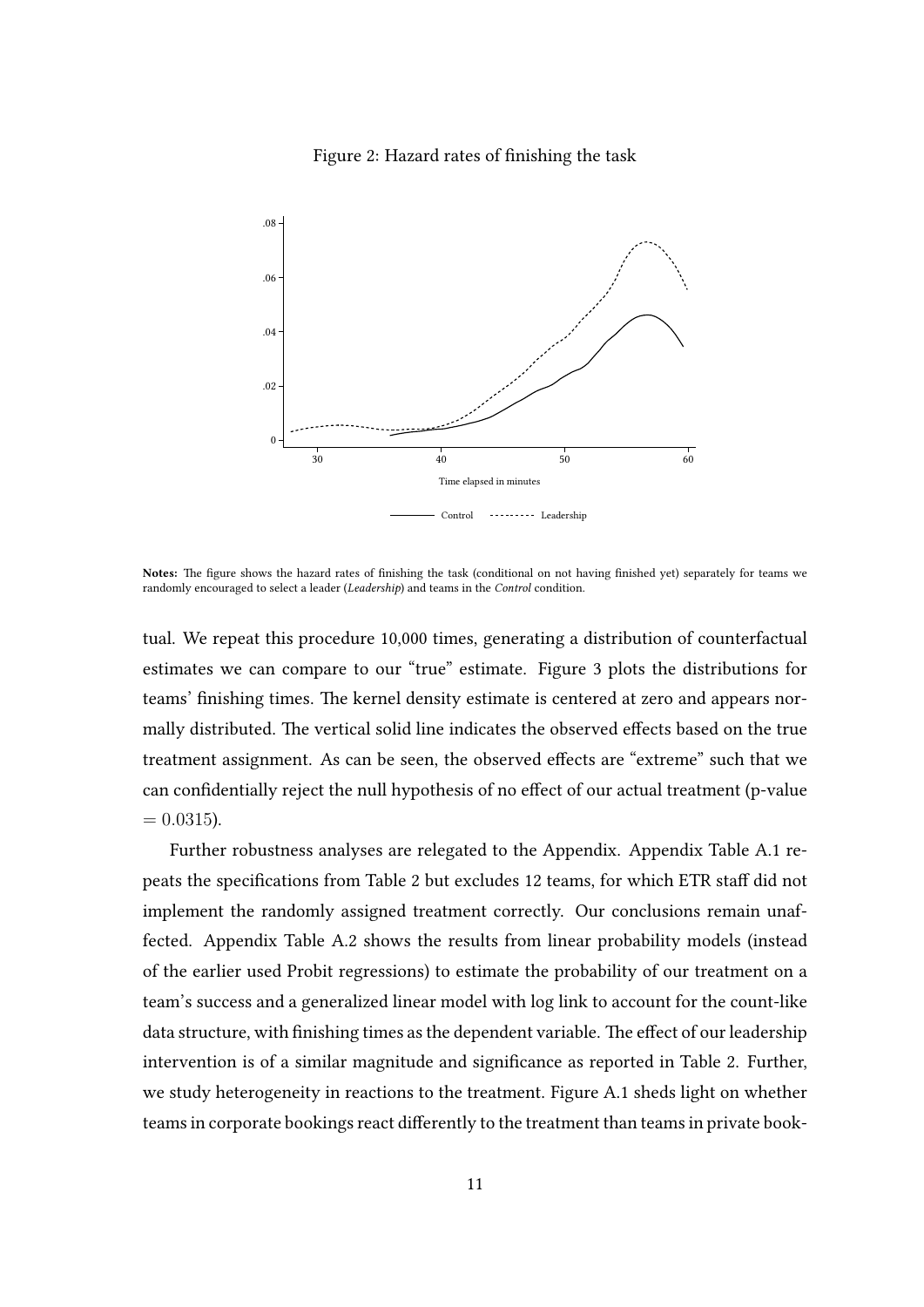Figure 2: Hazard rates of finishing the task

**Notes:** The figure shows the hazard rates of finishing the task (conditional on not having finished yet) separately for teams we randomly encouraged to select a leader (*Leadership*) and teams in the *Control* condition.

tual. We repeat this procedure 10,000 times, generating a distribution of counterfactual estimates we can compare to our "true" estimate. Figure 3 plots the distributions for teams' finishing times. The kernel density estimate is centered at zero and appears normally distributed. The vertical solid line indicates the observed effects based on the true treatment assignment. As can be seen, the observed effects are "extreme" such that we can confidentially reject the null hypothesis of no effect of our actual treatment (p-value $= 0.0315$).

Further robustness analyses are relegated to the Appendix. Appendix Table A.1 repeats the specifications from Table 2 but excludes 12 teams, for which ETR staff did not implement the randomly assigned treatment correctly. Our conclusions remain unaffected. Appendix Table A.2 shows the results from linear probability models (instead of the earlier used Probit regressions) to estimate the probability of our treatment on a team's success and a generalized linear model with log link to account for the count-like data structure, with finishing times as the dependent variable. The effect of our leadership intervention is of a similar magnitude and significance as reported in Table 2. Further, we study heterogeneity in reactions to the treatment. Figure A.1 sheds light on whether teams in corporate bookings react differently to the treatment than teams in private book-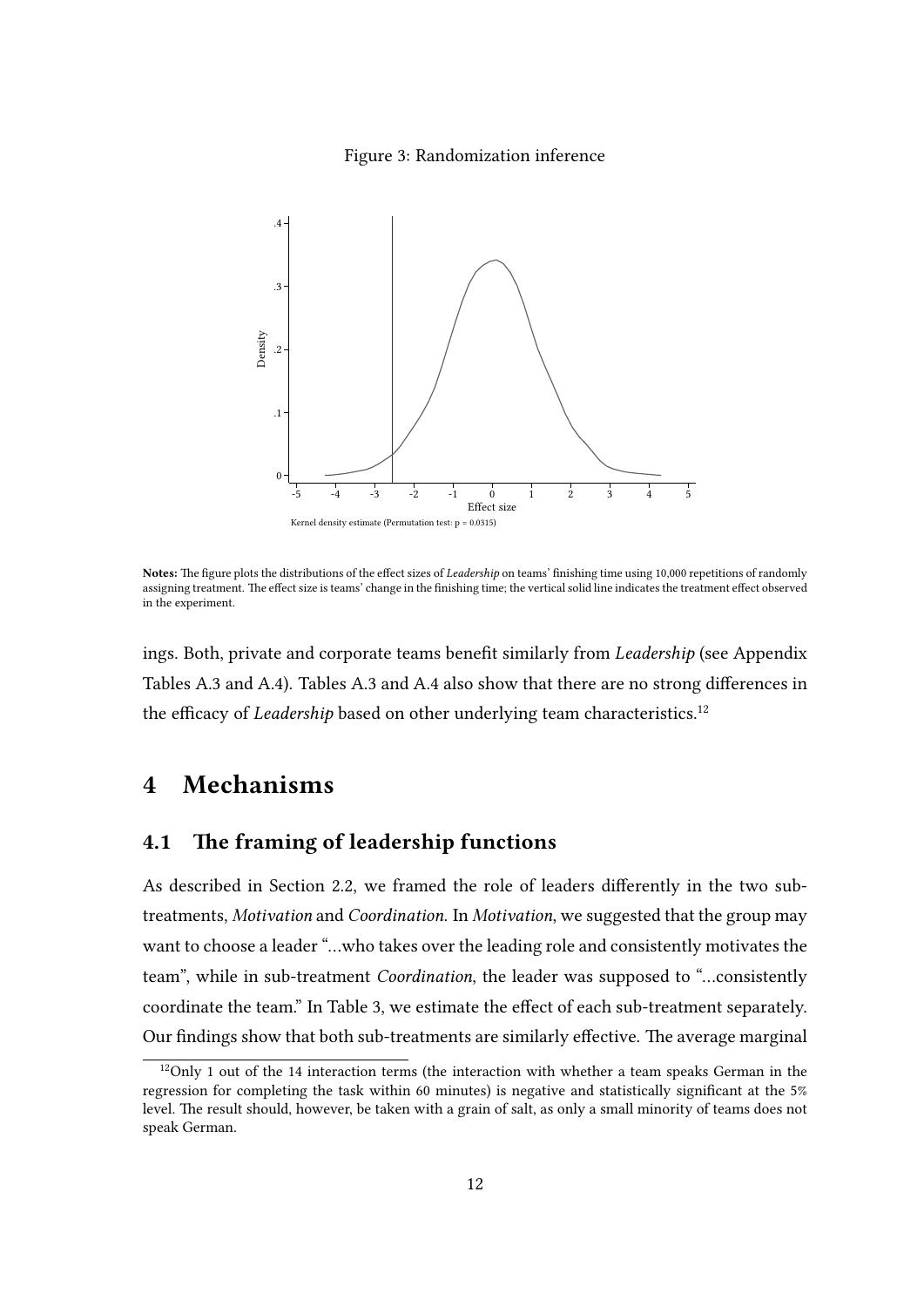Figure 3: Randomization inference

Kernel density estimate (Permutation test: p = 0.0315)

**Notes:** The figure plots the distributions of the effect sizes of *Leadership* on teams' finishing time using 10,000 repetitions of randomly assigning treatment. The effect size is teams' change in the finishing time; the vertical solid line indicates the treatment effect observed in the experiment.

ings. Both, private and corporate teams benefit similarly from *Leadership* (see Appendix Tables A.3 and A.4). Tables A.3 and A.4 also show that there are no strong differences in the efficacy of *Leadership* based on other underlying team characteristics.[12]

# 4 Mechanisms

## 4.1 The framing of leadership functions

As described in Section 2.2, we framed the role of leaders differently in the two sub-treatments, *Motivation* and *Coordination*. In *Motivation*, we suggested that the group may want to choose a leader "...who takes over the leading role and consistently motivates the team", while in sub-treatment *Coordination*, the leader was supposed to "...consistently coordinate the team." In Table 3, we estimate the effect of each sub-treatment separately. Our findings show that both sub-treatments are similarly effective. The average marginal

[12] Only 1 out of the 14 interaction terms (the interaction with whether a team speaks German in the regression for completing the task within 60 minutes) is negative and statistically significant at the 5% level. The result should, however, be taken with a grain of salt, as only a small minority of teams does not speak German.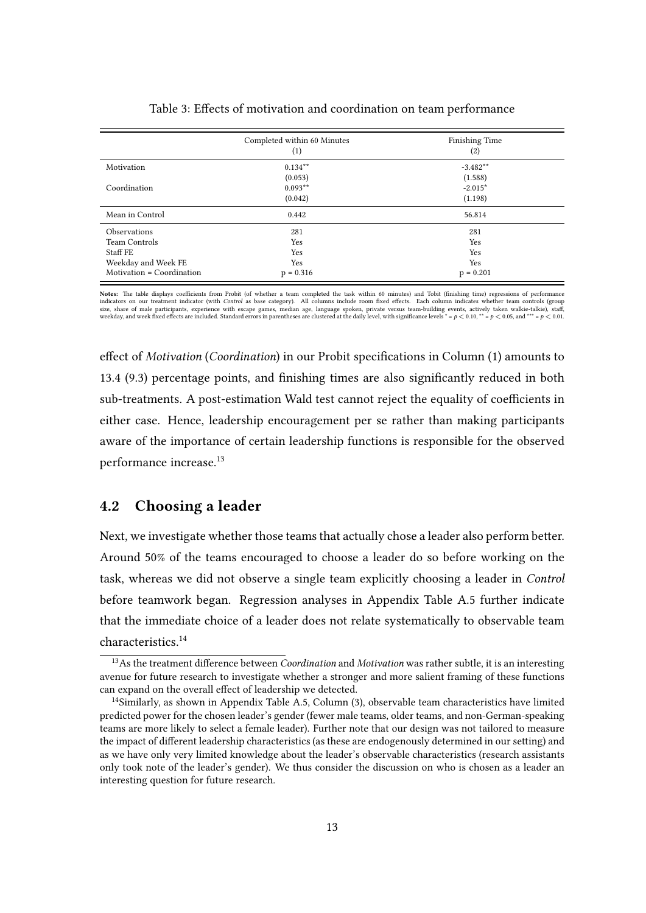Table 3: Effects of motivation and coordination on team performance

| | Completed within 60 Minutes<br>(1) | Finishing Time<br>(2) |
|---|---|---|
| Motivation | 0.134** | -3.482** |
| | (0.053) | (1.588) |
| Coordination | 0.093** | -2.015* |
| | (0.042) | (1.198) |
| Mean in Control | 0.442 | 56.814 |
| Observations | 281 | 281 |
| Team Controls | Yes | Yes |
| Staff FE | Yes | Yes |
| Weekday and Week FE | Yes | Yes |
| Motivation = Coordination | p = 0.316 | p = 0.201 |

**Notes:** The table displays coefficients from Probit (of whether a team completed the task within 60 minutes) and Tobit (finishing time) regressions of performance indicators on our treatment indicator (with *Control* as base category). All columns include room fixed effects. Each column indicates whether team controls (group size, share of male participants, experience with escape games, median age, language spoken, private versus team-building events, actively taken walkie-talkie), staff, weekday, and week fixed effects are included. Standard errors in parentheses are clustered at the daily level, with significance levels * = $p < 0.10$, ** = $p < 0.05$, and *** = $p < 0.01$.

effect of *Motivation* (*Coordination*) in our Probit specifications in Column (1) amounts to 13.4 (9.3) percentage points, and finishing times are also significantly reduced in both sub-treatments. A post-estimation Wald test cannot reject the equality of coefficients in either case. Hence, leadership encouragement per se rather than making participants aware of the importance of certain leadership functions is responsible for the observed performance increase.[13]

## 4.2 Choosing a leader

Next, we investigate whether those teams that actually chose a leader also perform better. Around 50% of the teams encouraged to choose a leader do so before working on the task, whereas we did not observe a single team explicitly choosing a leader in *Control* before teamwork began. Regression analyses in Appendix Table A.5 further indicate that the immediate choice of a leader does not relate systematically to observable team characteristics.[14]

[13] As the treatment difference between *Coordination* and *Motivation* was rather subtle, it is an interesting avenue for future research to investigate whether a stronger and more salient framing of these functions can expand on the overall effect of leadership we detected.

[14] Similarly, as shown in Appendix Table A.5, Column (3), observable team characteristics have limited predicted power for the chosen leader's gender (fewer male teams, older teams, and non-German-speaking teams are more likely to select a female leader). Further note that our design was not tailored to measure the impact of different leadership characteristics (as these are endogenously determined in our setting) and as we have only very limited knowledge about the leader's observable characteristics (research assistants only took note of the leader's gender). We thus consider the discussion on who is chosen as a leader an interesting question for future research.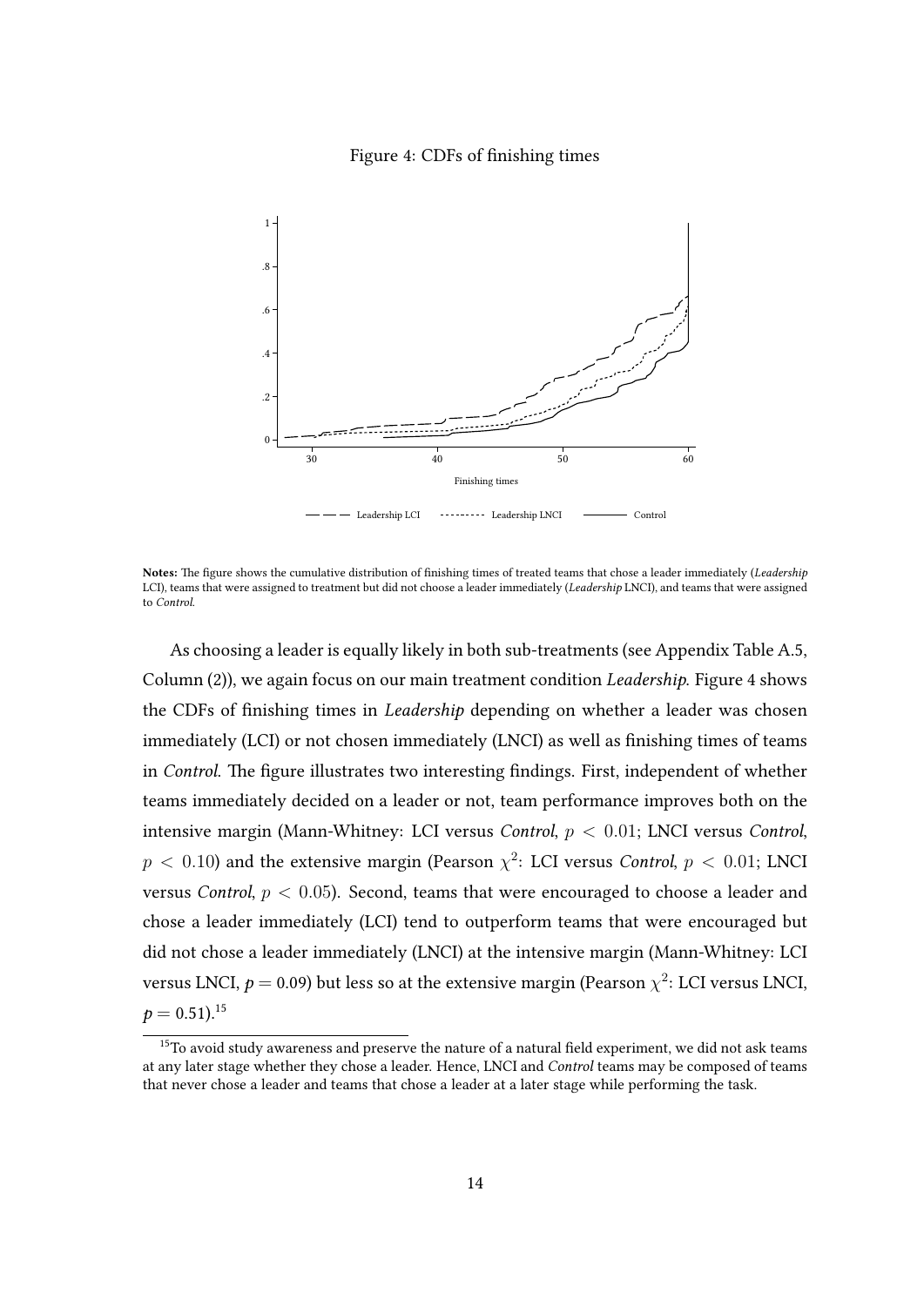Figure 4: CDFs of finishing times

**Notes:** The figure shows the cumulative distribution of finishing times of treated teams that chose a leader immediately (*Leadership* LCI), teams that were assigned to treatment but did not choose a leader immediately (*Leadership* LNCI), and teams that were assigned to *Control*.

As choosing a leader is equally likely in both sub-treatments (see Appendix Table A.5, Column (2)), we again focus on our main treatment condition *Leadership*. Figure 4 shows the CDFs of finishing times in *Leadership* depending on whether a leader was chosen immediately (LCI) or not chosen immediately (LNCI) as well as finishing times of teams in *Control*. The figure illustrates two interesting findings. First, independent of whether teams immediately decided on a leader or not, team performance improves both on the intensive margin (Mann-Whitney: LCI versus *Control*, $p < 0.01$; LNCI versus *Control*, $p < 0.10$) and the extensive margin (Pearson $\chi^2$: LCI versus *Control*, $p < 0.01$; LNCI versus *Control*, $p < 0.05$). Second, teams that were encouraged to choose a leader and chose a leader immediately (LCI) tend to outperform teams that were encouraged but did not chose a leader immediately (LNCI) at the intensive margin (Mann-Whitney: LCI versus LNCI, $p = 0.09$) but less so at the extensive margin (Pearson $\chi^2$: LCI versus LNCI, $p = 0.51$).[15]

[15] To avoid study awareness and preserve the nature of a natural field experiment, we did not ask teams at any later stage whether they chose a leader. Hence, LNCI and *Control* teams may be composed of teams that never chose a leader and teams that chose a leader at a later stage while performing the task.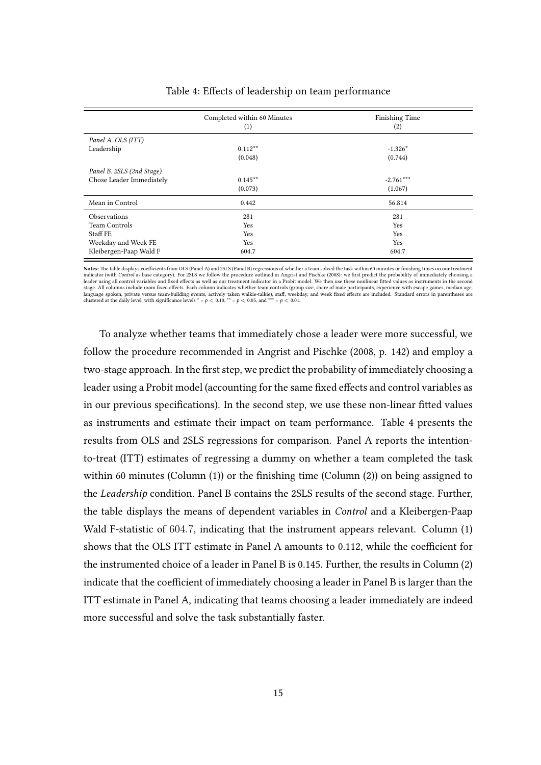Table 4: Effects of leadership on team performance

| | Completed within 60 Minutes | Finishing Time |
|---|---|---|
| | (1) | (2) |
| *Panel A. OLS (ITT)* | | |
| Leadership | $0.112^{**}$ | $-1.326^{*}$ |
| | (0.048) | (0.744) |
| *Panel B. 2SLS (2nd Stage)* | | |
| Chose Leader Immediately | $0.145^{**}$ | $-2.761^{***}$ |
| | (0.073) | (1.067) |
| Mean in Control | 0.442 | 56.814 |
| Observations | 281 | 281 |
| Team Controls | Yes | Yes |
| Staff FE | Yes | Yes |
| Weekday and Week FE | Yes | Yes |
| Kleibergen-Paap Wald F | 604.7 | 604.7 |

**Notes:** The table displays coefficients from OLS (Panel A) and 2SLS (Panel B) regressions of whether a team solved the task within 60 minutes or finishing times on our treatment indicator (with *Control* as base category). For 2SLS we follow the procedure outlined in Angrist and Pischke (2008): we first predict the probability of immediately choosing a leader using all control variables and fixed effects as well as our treatment indicator in a Probit model. We then use these nonlinear fitted values as instruments in the second stage. All columns include room fixed effects. Each column indicates whether team controls (group size, share of male participants, experience with escape games, median age, language spoken, private versus team-building events, actively taken walkie-talkie), staff, weekday, and week fixed effects are included. Standard errors in parentheses are clustered at the daily level, with significance levels $^{*} = p < 0.10$, $^{**} = p < 0.05$, and $^{***} = p < 0.01$.

To analyze whether teams that immediately chose a leader were more successful, we follow the procedure recommended in Angrist and Pischke (2008, p. 142) and employ a two-stage approach. In the first step, we predict the probability of immediately choosing a leader using a Probit model (accounting for the same fixed effects and control variables as in our previous specifications). In the second step, we use these non-linear fitted values as instruments and estimate their impact on team performance. Table 4 presents the results from OLS and 2SLS regressions for comparison. Panel A reports the intention-to-treat (ITT) estimates of regressing a dummy on whether a team completed the task within 60 minutes (Column (1)) or the finishing time (Column (2)) on being assigned to the *Leadership* condition. Panel B contains the 2SLS results of the second stage. Further, the table displays the means of dependent variables in *Control* and a Kleibergen-Paap Wald F-statistic of 604.7, indicating that the instrument appears relevant. Column (1) shows that the OLS ITT estimate in Panel A amounts to 0.112, while the coefficient for the instrumented choice of a leader in Panel B is 0.145. Further, the results in Column (2) indicate that the coefficient of immediately choosing a leader in Panel B is larger than the ITT estimate in Panel A, indicating that teams choosing a leader immediately are indeed more successful and solve the task substantially faster.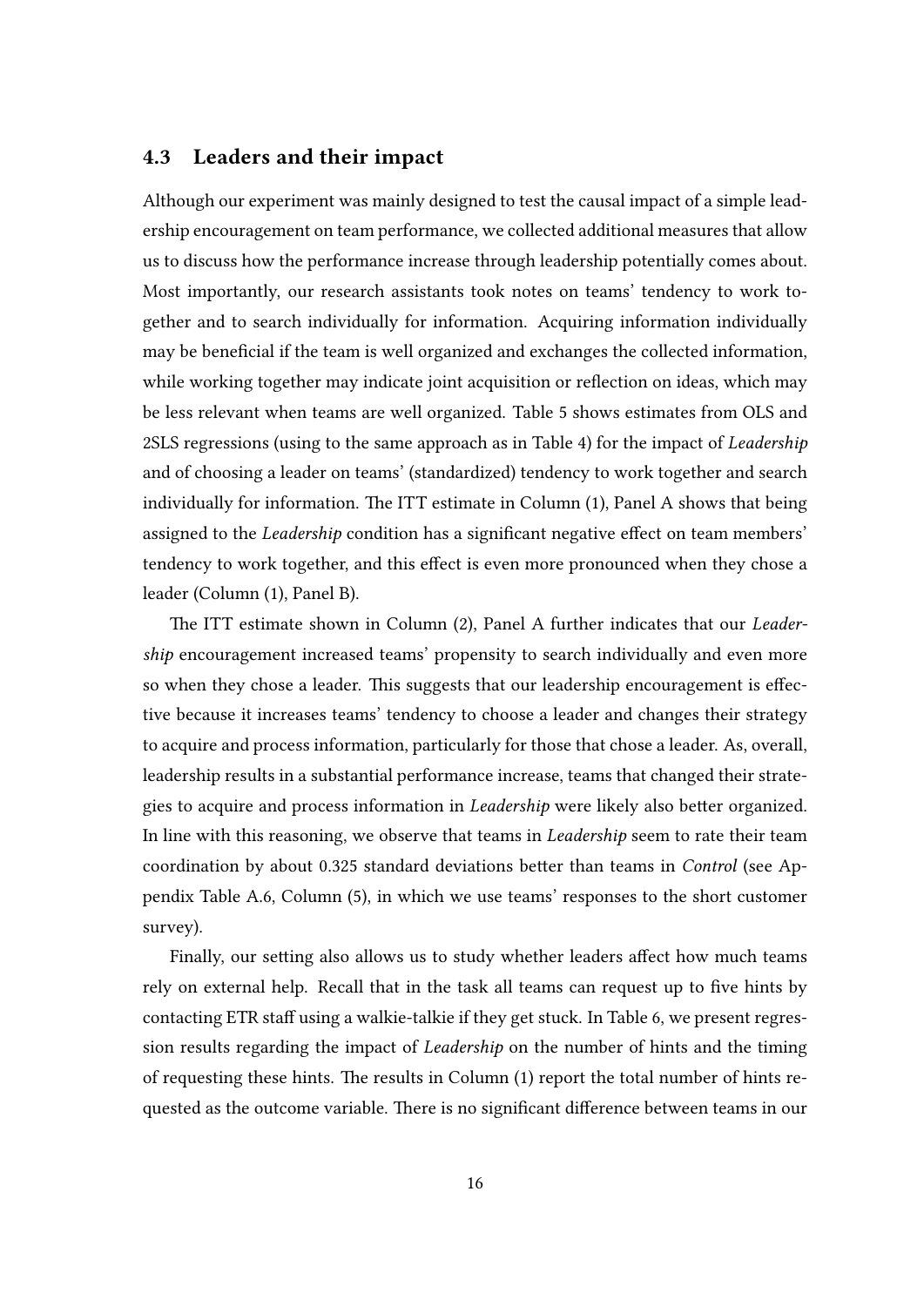### 4.3 Leaders and their impact

Although our experiment was mainly designed to test the causal impact of a simple leadership encouragement on team performance, we collected additional measures that allow us to discuss how the performance increase through leadership potentially comes about. Most importantly, our research assistants took notes on teams' tendency to work together and to search individually for information. Acquiring information individually may be beneficial if the team is well organized and exchanges the collected information, while working together may indicate joint acquisition or reflection on ideas, which may be less relevant when teams are well organized. Table 5 shows estimates from OLS and 2SLS regressions (using to the same approach as in Table 4) for the impact of *Leadership* and of choosing a leader on teams' (standardized) tendency to work together and search individually for information. The ITT estimate in Column (1), Panel A shows that being assigned to the *Leadership* condition has a significant negative effect on team members' tendency to work together, and this effect is even more pronounced when they chose a leader (Column (1), Panel B).

The ITT estimate shown in Column (2), Panel A further indicates that our *Leadership* encouragement increased teams' propensity to search individually and even more so when they chose a leader. This suggests that our leadership encouragement is effective because it increases teams' tendency to choose a leader and changes their strategy to acquire and process information, particularly for those that chose a leader. As, overall, leadership results in a substantial performance increase, teams that changed their strategies to acquire and process information in *Leadership* were likely also better organized. In line with this reasoning, we observe that teams in *Leadership* seem to rate their team coordination by about 0.325 standard deviations better than teams in *Control* (see Appendix Table A.6, Column (5), in which we use teams' responses to the short customer survey).

Finally, our setting also allows us to study whether leaders affect how much teams rely on external help. Recall that in the task all teams can request up to five hints by contacting ETR staff using a walkie-talkie if they get stuck. In Table 6, we present regression results regarding the impact of *Leadership* on the number of hints and the timing of requesting these hints. The results in Column (1) report the total number of hints requested as the outcome variable. There is no significant difference between teams in our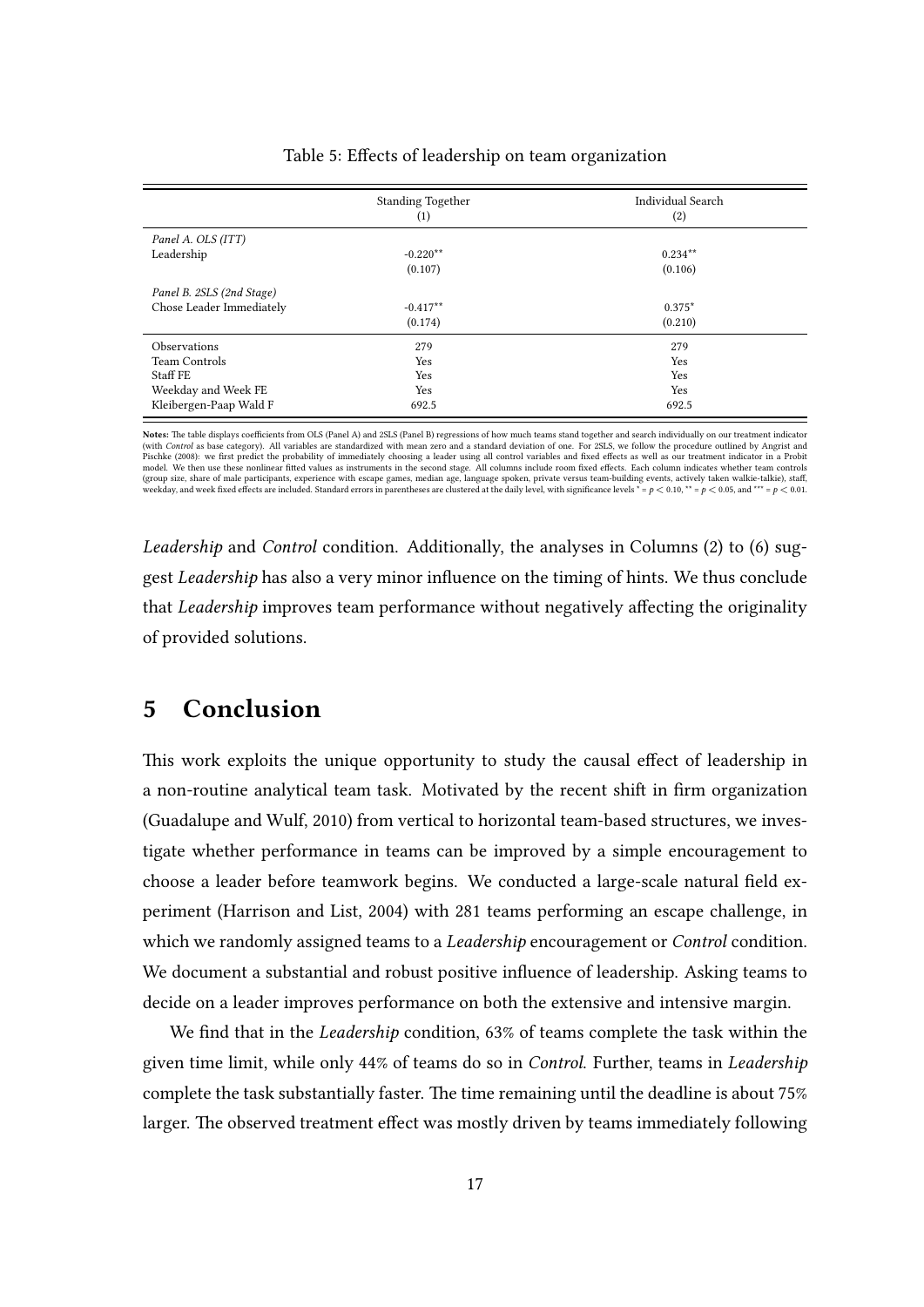Table 5: Effects of leadership on team organization

| | Standing Together (1) | Individual Search (2) |
|---|---|---|
| *Panel A. OLS (ITT)* | | |
| Leadership | -0.220** | 0.234** |
| | (0.107) | (0.106) |
| *Panel B. 2SLS (2nd Stage)* | | |
| Chose Leader Immediately | -0.417** | 0.375* |
| | (0.174) | (0.210) |
| Observations | 279 | 279 |
| Team Controls | Yes | Yes |
| Staff FE | Yes | Yes |
| Weekday and Week FE | Yes | Yes |
| Kleibergen-Paap Wald F | 692.5 | 692.5 |

**Notes:** The table displays coefficients from OLS (Panel A) and 2SLS (Panel B) regressions of how much teams stand together and search individually on our treatment indicator (with *Control* as base category). All variables are standardized with mean zero and a standard deviation of one. For 2SLS, we follow the procedure outlined by Angrist and Pischke (2008): we first predict the probability of immediately choosing a leader using all control variables and fixed effects as well as our treatment indicator in a Probit model. We then use these nonlinear fitted values as instruments in the second stage. All columns include room fixed effects. Each column indicates whether team controls (group size, share of male participants, experience with escape games, median age, language spoken, private versus team-building events, actively taken walkie-talkie), staff, weekday, and week fixed effects are included. Standard errors in parentheses are clustered at the daily level, with significance levels * = $p < 0.10$, ** = $p < 0.05$, and *** = $p < 0.01$.

*Leadership* and *Control* condition. Additionally, the analyses in Columns (2) to (6) suggest *Leadership* has also a very minor influence on the timing of hints. We thus conclude that *Leadership* improves team performance without negatively affecting the originality of provided solutions.

# 5 Conclusion

This work exploits the unique opportunity to study the causal effect of leadership in a non-routine analytical team task. Motivated by the recent shift in firm organization (Guadalupe and Wulf, 2010) from vertical to horizontal team-based structures, we investigate whether performance in teams can be improved by a simple encouragement to choose a leader before teamwork begins. We conducted a large-scale natural field experiment (Harrison and List, 2004) with 281 teams performing an escape challenge, in which we randomly assigned teams to a *Leadership* encouragement or *Control* condition. We document a substantial and robust positive influence of leadership. Asking teams to decide on a leader improves performance on both the extensive and intensive margin.

We find that in the *Leadership* condition, 63% of teams complete the task within the given time limit, while only 44% of teams do so in *Control*. Further, teams in *Leadership* complete the task substantially faster. The time remaining until the deadline is about 75% larger. The observed treatment effect was mostly driven by teams immediately following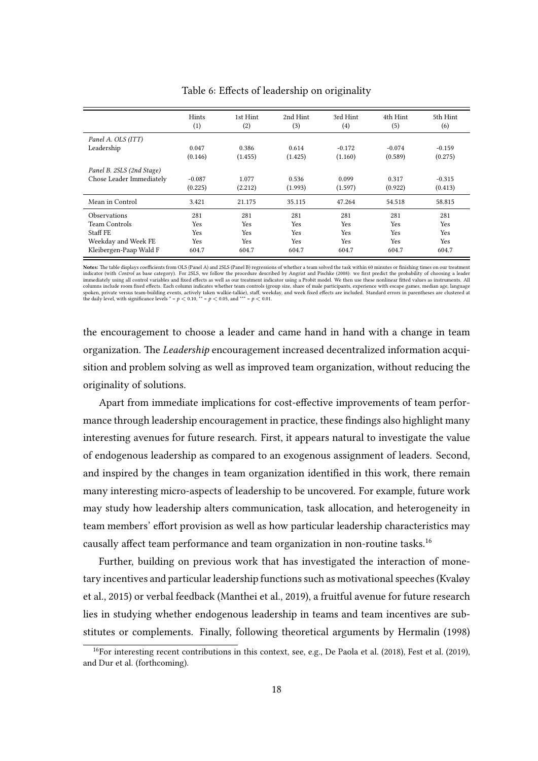Table 6: Effects of leadership on originality

| | Hints (1) | 1st Hint (2) | 2nd Hint (3) | 3rd Hint (4) | 4th Hint (5) | 5th Hint (6) |
|---|---|---|---|---|---|---|
| *Panel A. OLS (ITT)* | | | | | | |
| Leadership | 0.047 | 0.386 | 0.614 | -0.172 | -0.074 | -0.159 |
| | (0.146) | (1.455) | (1.425) | (1.160) | (0.589) | (0.275) |
| *Panel B. 2SLS (2nd Stage)* | | | | | | |
| Chose Leader Immediately | -0.087 | 1.077 | 0.536 | 0.099 | 0.317 | -0.315 |
| | (0.225) | (2.212) | (1.993) | (1.597) | (0.922) | (0.413) |
| Mean in Control | 3.421 | 21.175 | 35.115 | 47.264 | 54.518 | 58.815 |
| Observations | 281 | 281 | 281 | 281 | 281 | 281 |
| Team Controls | Yes | Yes | Yes | Yes | Yes | Yes |
| Staff FE | Yes | Yes | Yes | Yes | Yes | Yes |
| Weekday and Week FE | Yes | Yes | Yes | Yes | Yes | Yes |
| Kleibergen-Paap Wald F | 604.7 | 604.7 | 604.7 | 604.7 | 604.7 | 604.7 |

**Notes:** The table displays coefficients from OLS (Panel A) and 2SLS (Panel B) regressions of whether a team solved the task within 60 minutes or finishing times on our treatment indicator (with *Control* as base category). For 2SLS, we follow the procedure described by Angrist and Pischke (2008): we first predict the probability of choosing a leader immediately using all control variables and fixed effects as well as our treatment indicator using a Probit model. We then use these nonlinear fitted values as instruments. All columns include room fixed effects. Each column indicates whether team controls (group size, share of male participants, experience with escape games, median age, language spoken, private versus team-building events, actively taken walkie-talkie), staff, weekday, and week fixed effects are included. Standard errors in parentheses are clustered at the daily level, with significance levels * = $p < 0.10$, ** = $p < 0.05$, and *** = $p < 0.01$.

the encouragement to choose a leader and came hand in hand with a change in team organization. The *Leadership* encouragement increased decentralized information acquisition and problem solving as well as improved team organization, without reducing the originality of solutions.

Apart from immediate implications for cost-effective improvements of team performance through leadership encouragement in practice, these findings also highlight many interesting avenues for future research. First, it appears natural to investigate the value of endogenous leadership as compared to an exogenous assignment of leaders. Second, and inspired by the changes in team organization identified in this work, there remain many interesting micro-aspects of leadership to be uncovered. For example, future work may study how leadership alters communication, task allocation, and heterogeneity in team members' effort provision as well as how particular leadership characteristics may causally affect team performance and team organization in non-routine tasks.[16]

Further, building on previous work that has investigated the interaction of monetary incentives and particular leadership functions such as motivational speeches (Kvaløy et al., 2015) or verbal feedback (Manthei et al., 2019), a fruitful avenue for future research lies in studying whether endogenous leadership in teams and team incentives are substitutes or complements. Finally, following theoretical arguments by Hermalin (1998)

[16] For interesting recent contributions in this context, see, e.g., De Paola et al. (2018), Fest et al. (2019), and Dur et al. (forthcoming).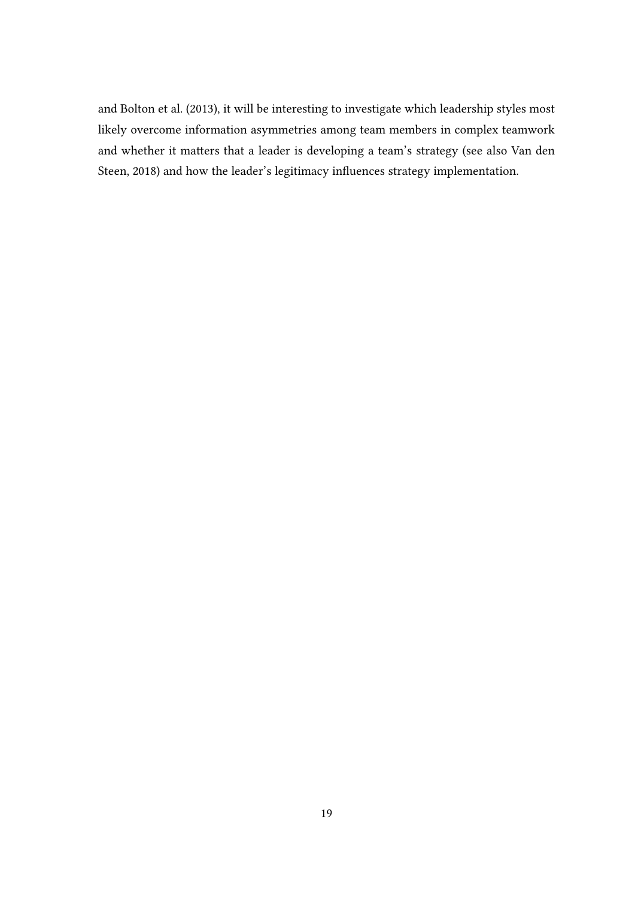and Bolton et al. (2013), it will be interesting to investigate which leadership styles most likely overcome information asymmetries among team members in complex teamwork and whether it matters that a leader is developing a team's strategy (see also Van den Steen, 2018) and how the leader's legitimacy influences strategy implementation.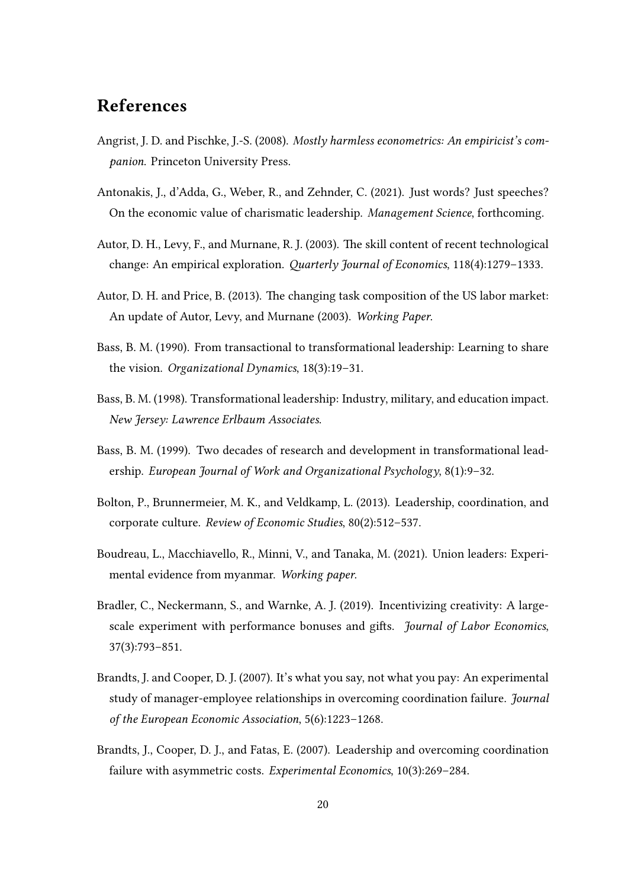## References

Angrist, J. D. and Pischke, J.-S. (2008). *Mostly harmless econometrics: An empiricist's companion.* Princeton University Press.

Antonakis, J., d'Adda, G., Weber, R., and Zehnder, C. (2021). Just words? Just speeches? On the economic value of charismatic leadership. *Management Science*, forthcoming.

Autor, D. H., Levy, F., and Murnane, R. J. (2003). The skill content of recent technological change: An empirical exploration. *Quarterly Journal of Economics*, 118(4):1279–1333.

Autor, D. H. and Price, B. (2013). The changing task composition of the US labor market: An update of Autor, Levy, and Murnane (2003). *Working Paper*.

Bass, B. M. (1990). From transactional to transformational leadership: Learning to share the vision. *Organizational Dynamics*, 18(3):19–31.

Bass, B. M. (1998). Transformational leadership: Industry, military, and education impact. *New Jersey: Lawrence Erlbaum Associates*.

Bass, B. M. (1999). Two decades of research and development in transformational leadership. *European Journal of Work and Organizational Psychology*, 8(1):9–32.

Bolton, P., Brunnermeier, M. K., and Veldkamp, L. (2013). Leadership, coordination, and corporate culture. *Review of Economic Studies*, 80(2):512–537.

Boudreau, L., Macchiavello, R., Minni, V., and Tanaka, M. (2021). Union leaders: Experimental evidence from myanmar. *Working paper*.

Bradler, C., Neckermann, S., and Warnke, A. J. (2019). Incentivizing creativity: A large-scale experiment with performance bonuses and gifts. *Journal of Labor Economics*, 37(3):793–851.

Brandts, J. and Cooper, D. J. (2007). It's what you say, not what you pay: An experimental study of manager-employee relationships in overcoming coordination failure. *Journal of the European Economic Association*, 5(6):1223–1268.

Brandts, J., Cooper, D. J., and Fatas, E. (2007). Leadership and overcoming coordination failure with asymmetric costs. *Experimental Economics*, 10(3):269–284.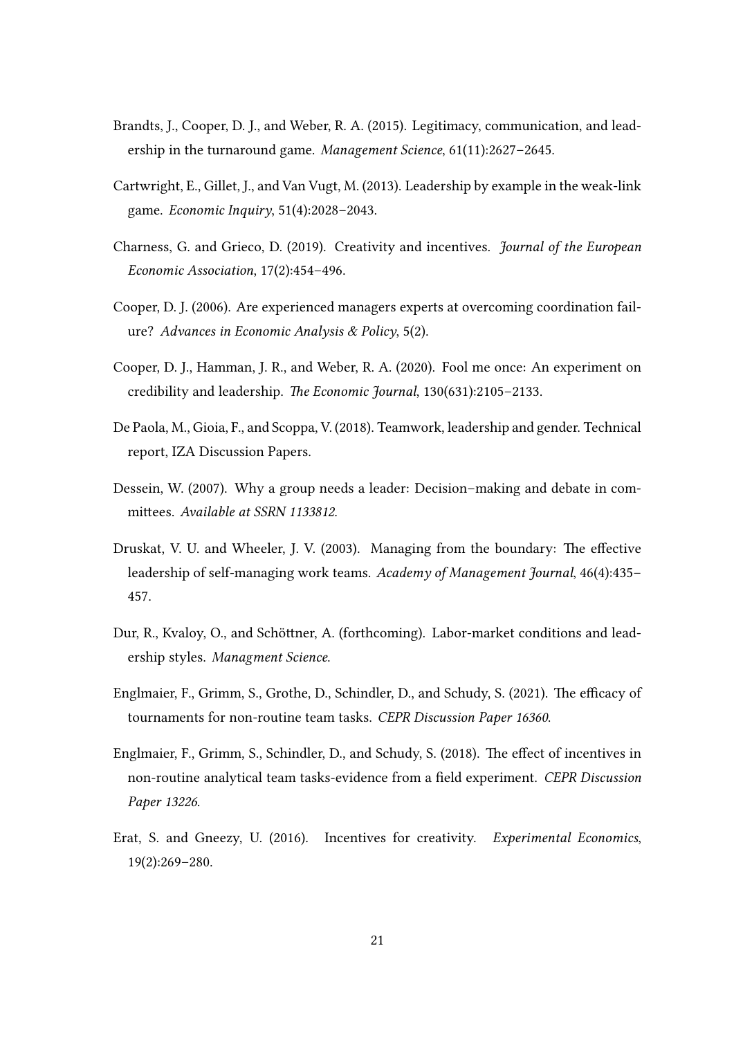Brandts, J., Cooper, D. J., and Weber, R. A. (2015). Legitimacy, communication, and leadership in the turnaround game. *Management Science*, 61(11):2627–2645.

Cartwright, E., Gillet, J., and Van Vugt, M. (2013). Leadership by example in the weak-link game. *Economic Inquiry*, 51(4):2028–2043.

Charness, G. and Grieco, D. (2019). Creativity and incentives. *Journal of the European Economic Association*, 17(2):454–496.

Cooper, D. J. (2006). Are experienced managers experts at overcoming coordination failure? *Advances in Economic Analysis & Policy*, 5(2).

Cooper, D. J., Hamman, J. R., and Weber, R. A. (2020). Fool me once: An experiment on credibility and leadership. *The Economic Journal*, 130(631):2105–2133.

De Paola, M., Gioia, F., and Scoppa, V. (2018). Teamwork, leadership and gender. Technical report, IZA Discussion Papers.

Dessein, W. (2007). Why a group needs a leader: Decision–making and debate in committees. *Available at SSRN 1133812*.

Druskat, V. U. and Wheeler, J. V. (2003). Managing from the boundary: The effective leadership of self-managing work teams. *Academy of Management Journal*, 46(4):435–457.

Dur, R., Kvaloy, O., and Schöttner, A. (forthcoming). Labor-market conditions and leadership styles. *Managment Science*.

Englmaier, F., Grimm, S., Grothe, D., Schindler, D., and Schudy, S. (2021). The efficacy of tournaments for non-routine team tasks. *CEPR Discussion Paper 16360*.

Englmaier, F., Grimm, S., Schindler, D., and Schudy, S. (2018). The effect of incentives in non-routine analytical team tasks-evidence from a field experiment. *CEPR Discussion Paper 13226*.

Erat, S. and Gneezy, U. (2016). Incentives for creativity. *Experimental Economics*, 19(2):269–280.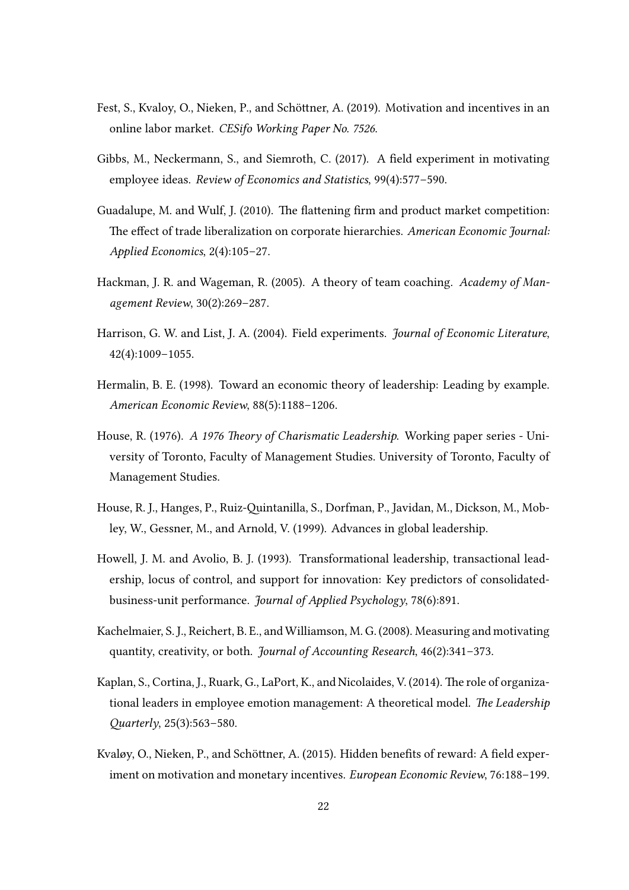Fest, S., Kvaloy, O., Nieken, P., and Schöttner, A. (2019). Motivation and incentives in an online labor market. *CESifo Working Paper No. 7526*.

Gibbs, M., Neckermann, S., and Siemroth, C. (2017). A field experiment in motivating employee ideas. *Review of Economics and Statistics*, 99(4):577–590.

Guadalupe, M. and Wulf, J. (2010). The flattening firm and product market competition: The effect of trade liberalization on corporate hierarchies. *American Economic Journal: Applied Economics*, 2(4):105–27.

Hackman, J. R. and Wageman, R. (2005). A theory of team coaching. *Academy of Management Review*, 30(2):269–287.

Harrison, G. W. and List, J. A. (2004). Field experiments. *Journal of Economic Literature*, 42(4):1009–1055.

Hermalin, B. E. (1998). Toward an economic theory of leadership: Leading by example. *American Economic Review*, 88(5):1188–1206.

House, R. (1976). *A 1976 Theory of Charismatic Leadership*. Working paper series - University of Toronto, Faculty of Management Studies. University of Toronto, Faculty of Management Studies.

House, R. J., Hanges, P., Ruiz-Quintanilla, S., Dorfman, P., Javidan, M., Dickson, M., Mobley, W., Gessner, M., and Arnold, V. (1999). Advances in global leadership.

Howell, J. M. and Avolio, B. J. (1993). Transformational leadership, transactional leadership, locus of control, and support for innovation: Key predictors of consolidated-business-unit performance. *Journal of Applied Psychology*, 78(6):891.

Kachelmaier, S. J., Reichert, B. E., and Williamson, M. G. (2008). Measuring and motivating quantity, creativity, or both. *Journal of Accounting Research*, 46(2):341–373.

Kaplan, S., Cortina, J., Ruark, G., LaPort, K., and Nicolaides, V. (2014). The role of organizational leaders in employee emotion management: A theoretical model. *The Leadership Quarterly*, 25(3):563–580.

Kvaløy, O., Nieken, P., and Schöttner, A. (2015). Hidden benefits of reward: A field experiment on motivation and monetary incentives. *European Economic Review*, 76:188–199.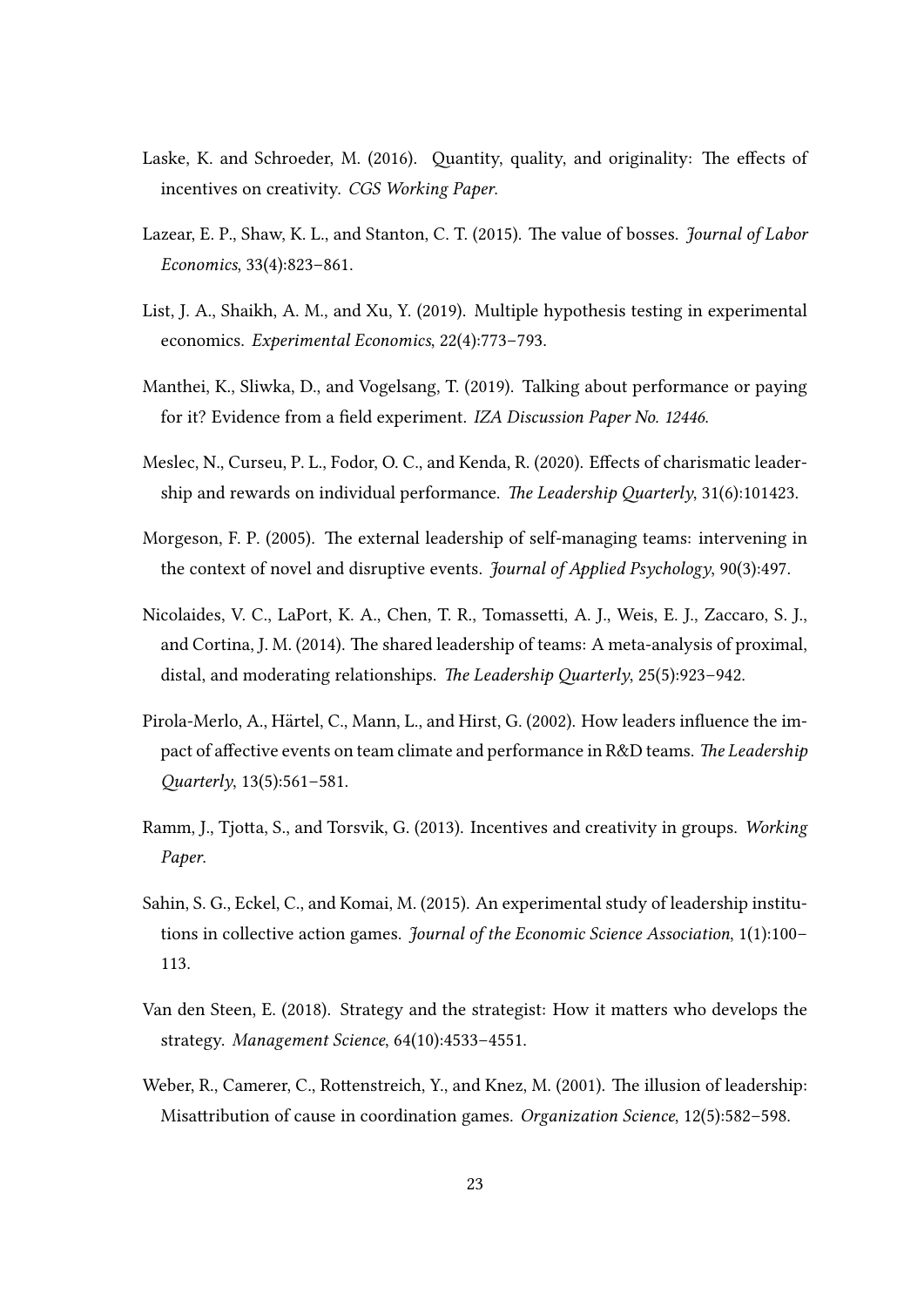Laske, K. and Schroeder, M. (2016). Quantity, quality, and originality: The effects of incentives on creativity. *CGS Working Paper*.

Lazear, E. P., Shaw, K. L., and Stanton, C. T. (2015). The value of bosses. *Journal of Labor Economics*, 33(4):823–861.

List, J. A., Shaikh, A. M., and Xu, Y. (2019). Multiple hypothesis testing in experimental economics. *Experimental Economics*, 22(4):773–793.

Manthei, K., Sliwka, D., and Vogelsang, T. (2019). Talking about performance or paying for it? Evidence from a field experiment. *IZA Discussion Paper No. 12446*.

Meslec, N., Curseu, P. L., Fodor, O. C., and Kenda, R. (2020). Effects of charismatic leadership and rewards on individual performance. *The Leadership Quarterly*, 31(6):101423.

Morgeson, F. P. (2005). The external leadership of self-managing teams: intervening in the context of novel and disruptive events. *Journal of Applied Psychology*, 90(3):497.

Nicolaides, V. C., LaPort, K. A., Chen, T. R., Tomassetti, A. J., Weis, E. J., Zaccaro, S. J., and Cortina, J. M. (2014). The shared leadership of teams: A meta-analysis of proximal, distal, and moderating relationships. *The Leadership Quarterly*, 25(5):923–942.

Pirola-Merlo, A., Härtel, C., Mann, L., and Hirst, G. (2002). How leaders influence the impact of affective events on team climate and performance in R&D teams. *The Leadership Quarterly*, 13(5):561–581.

Ramm, J., Tjotta, S., and Torsvik, G. (2013). Incentives and creativity in groups. *Working Paper*.

Sahin, S. G., Eckel, C., and Komai, M. (2015). An experimental study of leadership institutions in collective action games. *Journal of the Economic Science Association*, 1(1):100–113.

Van den Steen, E. (2018). Strategy and the strategist: How it matters who develops the strategy. *Management Science*, 64(10):4533–4551.

Weber, R., Camerer, C., Rottenstreich, Y., and Knez, M. (2001). The illusion of leadership: Misattribution of cause in coordination games. *Organization Science*, 12(5):582–598.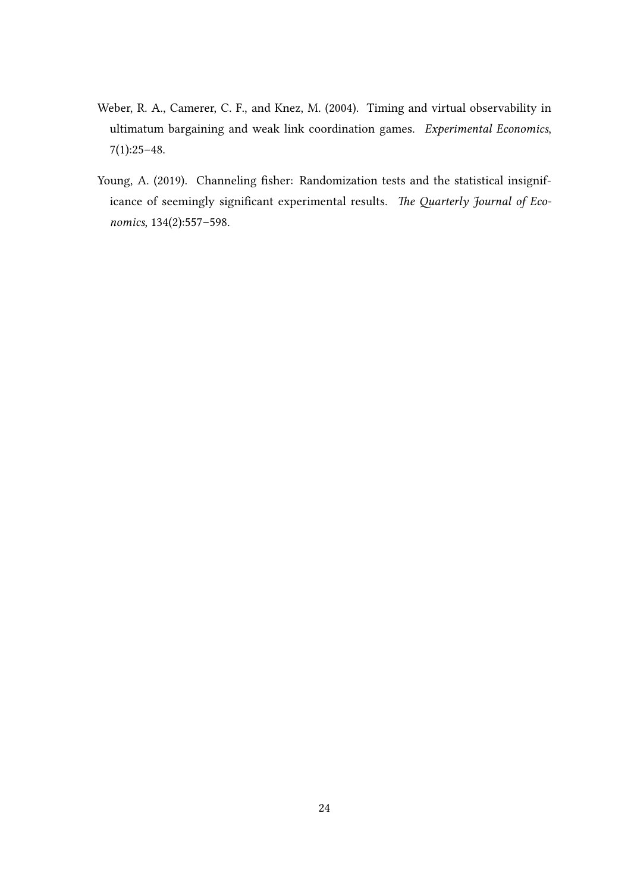Weber, R. A., Camerer, C. F., and Knez, M. (2004). Timing and virtual observability in ultimatum bargaining and weak link coordination games. *Experimental Economics*, 7(1):25–48.

Young, A. (2019). Channeling fisher: Randomization tests and the statistical insignificance of seemingly significant experimental results. *The Quarterly Journal of Economics*, 134(2):557–598.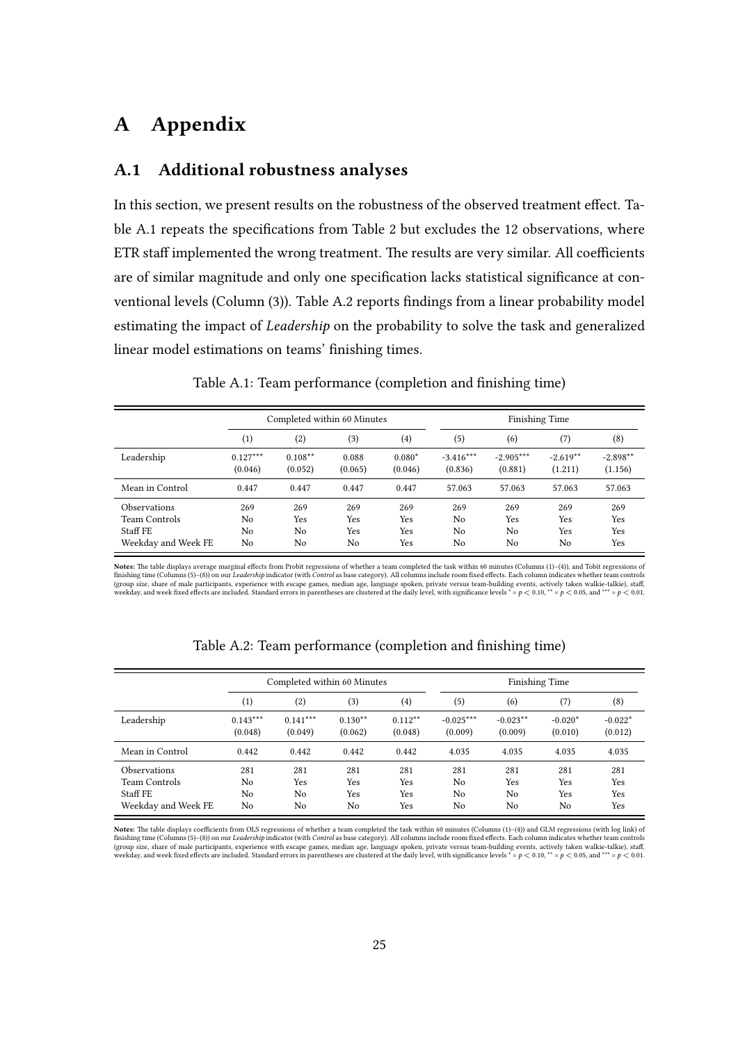# A Appendix

## A.1 Additional robustness analyses

In this section, we present results on the robustness of the observed treatment effect. Table A.1 repeats the specifications from Table 2 but excludes the 12 observations, where ETR staff implemented the wrong treatment. The results are very similar. All coefficients are of similar magnitude and only one specification lacks statistical significance at conventional levels (Column (3)). Table A.2 reports findings from a linear probability model estimating the impact of *Leadership* on the probability to solve the task and generalized linear model estimations on teams' finishing times.

Table A.1: Team performance (completion and finishing time)

| | Completed within 60 Minutes | | | | Finishing Time | | | |
|---|---|---|---|---|---|---|---|---|
| | (1) | (2) | (3) | (4) | (5) | (6) | (7) | (8) |
| Leadership | $0.127^{***}$ | $0.108^{**}$ | 0.088 | $0.080^{*}$ | $-3.416^{***}$ | $-2.905^{***}$ | $-2.619^{**}$ | $-2.898^{**}$ |
| | (0.046) | (0.052) | (0.065) | (0.046) | (0.836) | (0.881) | (1.211) | (1.156) |
| Mean in Control | 0.447 | 0.447 | 0.447 | 0.447 | 57.063 | 57.063 | 57.063 | 57.063 |
| Observations | 269 | 269 | 269 | 269 | 269 | 269 | 269 | 269 |
| Team Controls | No | Yes | Yes | Yes | No | Yes | Yes | Yes |
| Staff FE | No | No | Yes | Yes | No | No | Yes | Yes |
| Weekday and Week FE | No | No | No | Yes | No | No | No | Yes |

**Notes:** The table displays average marginal effects from Probit regressions of whether a team completed the task within 60 minutes (Columns (1)–(4)), and Tobit regressions of finishing time (Columns (5)–(8)) on our *Leadership* indicator (with *Control* as base category). All columns include room fixed effects. Each column indicates whether team controls (group size, share of male participants, experience with escape games, median age, language spoken, private versus team-building events, actively taken walkie-talkie), staff, weekday, and week fixed effects are included. Standard errors in parentheses are clustered at the daily level, with significance levels $^{*} = p < 0.10$, $^{**} = p < 0.05$, and $^{***} = p < 0.01$.

Table A.2: Team performance (completion and finishing time)

| | Completed within 60 Minutes | | | | Finishing Time | | | |
|---|---|---|---|---|---|---|---|---|
| | (1) | (2) | (3) | (4) | (5) | (6) | (7) | (8) |
| Leadership | $0.143^{***}$ | $0.141^{***}$ | $0.130^{**}$ | $0.112^{**}$ | $-0.025^{***}$ | $-0.023^{**}$ | $-0.020^{*}$ | $-0.022^{*}$ |
| | (0.048) | (0.049) | (0.062) | (0.048) | (0.009) | (0.009) | (0.010) | (0.012) |
| Mean in Control | 0.442 | 0.442 | 0.442 | 0.442 | 4.035 | 4.035 | 4.035 | 4.035 |
| Observations | 281 | 281 | 281 | 281 | 281 | 281 | 281 | 281 |
| Team Controls | No | Yes | Yes | Yes | No | Yes | Yes | Yes |
| Staff FE | No | No | Yes | Yes | No | No | Yes | Yes |
| Weekday and Week FE | No | No | No | Yes | No | No | No | Yes |

**Notes:** The table displays coefficients from OLS regressions of whether a team completed the task within 60 minutes (Columns (1)–(4)) and GLM regressions (with log link) of finishing time (Columns (5)–(8)) on our *Leadership* indicator (with *Control* as base category). All columns include room fixed effects. Each column indicates whether team controls (group size, share of male participants, experience with escape games, median age, language spoken, private versus team-building events, actively taken walkie-talkie), staff, weekday, and week fixed effects are included. Standard errors in parentheses are clustered at the daily level, with significance levels $^{*} = p < 0.10$, $^{**} = p < 0.05$, and $^{***} = p < 0.01$.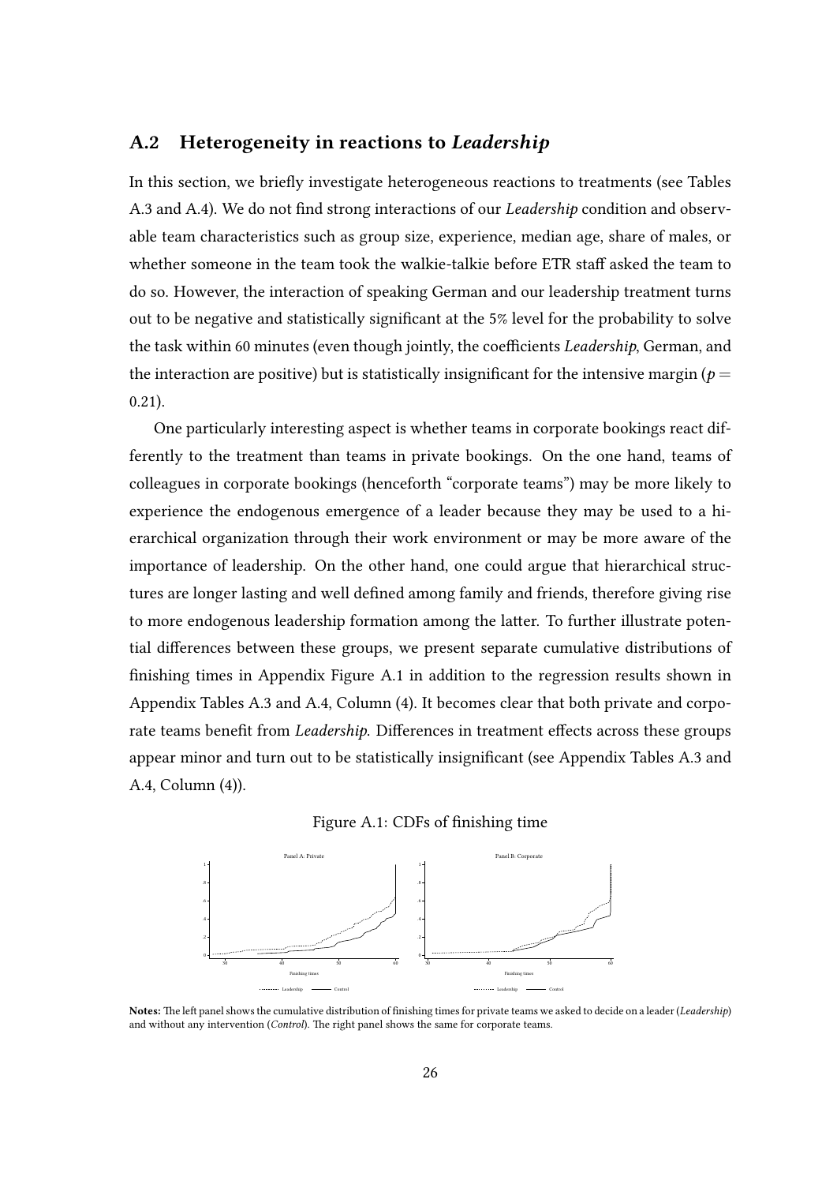## A.2 Heterogeneity in reactions to *Leadership*

In this section, we briefly investigate heterogeneous reactions to treatments (see Tables A.3 and A.4). We do not find strong interactions of our *Leadership* condition and observable team characteristics such as group size, experience, median age, share of males, or whether someone in the team took the walkie-talkie before ETR staff asked the team to do so. However, the interaction of speaking German and our leadership treatment turns out to be negative and statistically significant at the 5% level for the probability to solve the task within 60 minutes (even though jointly, the coefficients *Leadership*, German, and the interaction are positive) but is statistically insignificant for the intensive margin ($p = 0.21$).

One particularly interesting aspect is whether teams in corporate bookings react differently to the treatment than teams in private bookings. On the one hand, teams of colleagues in corporate bookings (henceforth "corporate teams") may be more likely to experience the endogenous emergence of a leader because they may be used to a hierarchical organization through their work environment or may be more aware of the importance of leadership. On the other hand, one could argue that hierarchical structures are longer lasting and well defined among family and friends, therefore giving rise to more endogenous leadership formation among the latter. To further illustrate potential differences between these groups, we present separate cumulative distributions of finishing times in Appendix Figure A.1 in addition to the regression results shown in Appendix Tables A.3 and A.4, Column (4). It becomes clear that both private and corporate teams benefit from *Leadership*. Differences in treatment effects across these groups appear minor and turn out to be statistically insignificant (see Appendix Tables A.3 and A.4, Column (4)).

Figure A.1: CDFs of finishing time

**Notes:** The left panel shows the cumulative distribution of finishing times for private teams we asked to decide on a leader (*Leadership*) and without any intervention (*Control*). The right panel shows the same for corporate teams.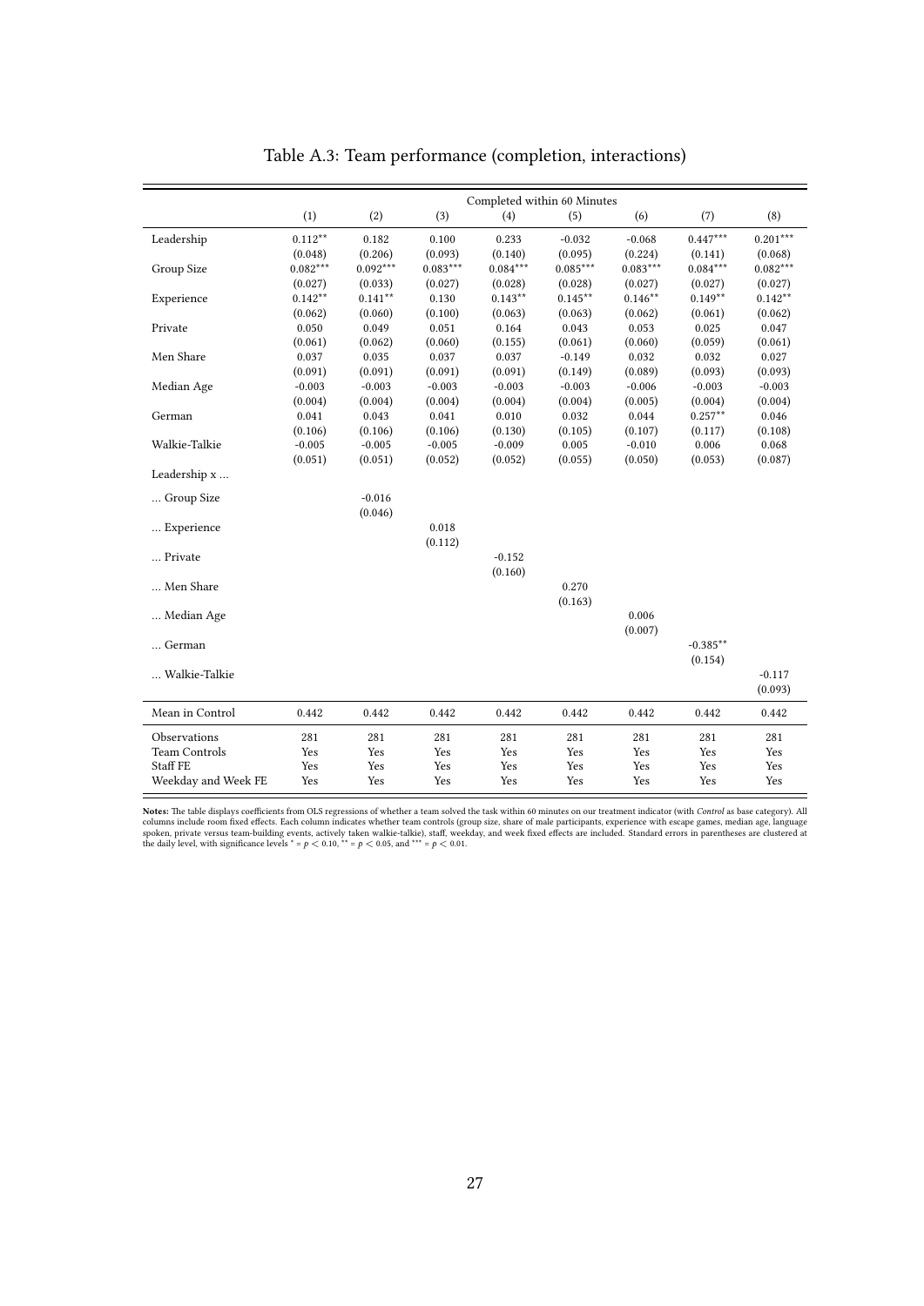Table A.3: Team performance (completion, interactions)

| | Completed within 60 Minutes | | | | | | | |
|---|---|---|---|---|---|---|---|---|
| | (1) | (2) | (3) | (4) | (5) | (6) | (7) | (8) |
| Leadership | 0.112** | 0.182 | 0.100 | 0.233 | -0.032 | -0.068 | 0.447*** | 0.201*** |
| | (0.048) | (0.206) | (0.093) | (0.140) | (0.095) | (0.224) | (0.141) | (0.068) |
| Group Size | 0.082*** | 0.092*** | 0.083*** | 0.084*** | 0.085*** | 0.083*** | 0.084*** | 0.082*** |
| | (0.027) | (0.033) | (0.027) | (0.028) | (0.028) | (0.027) | (0.027) | (0.027) |
| Experience | 0.142** | 0.141** | 0.130 | 0.143** | 0.145** | 0.146** | 0.149** | 0.142** |
| | (0.062) | (0.060) | (0.100) | (0.063) | (0.063) | (0.062) | (0.061) | (0.062) |
| Private | 0.050 | 0.049 | 0.051 | 0.164 | 0.043 | 0.053 | 0.025 | 0.047 |
| | (0.061) | (0.062) | (0.060) | (0.155) | (0.061) | (0.060) | (0.059) | (0.061) |
| Men Share | 0.037 | 0.035 | 0.037 | 0.037 | -0.149 | 0.032 | 0.032 | 0.027 |
| | (0.091) | (0.091) | (0.091) | (0.091) | (0.149) | (0.089) | (0.093) | (0.093) |
| Median Age | -0.003 | -0.003 | -0.003 | -0.003 | -0.003 | -0.006 | -0.003 | -0.003 |
| | (0.004) | (0.004) | (0.004) | (0.004) | (0.004) | (0.005) | (0.004) | (0.004) |
| German | 0.041 | 0.043 | 0.041 | 0.010 | 0.032 | 0.044 | 0.257** | 0.046 |
| | (0.106) | (0.106) | (0.106) | (0.130) | (0.105) | (0.107) | (0.117) | (0.108) |
| Walkie-Talkie | -0.005 | -0.005 | -0.005 | -0.009 | 0.005 | -0.010 | 0.006 | 0.068 |
| | (0.051) | (0.051) | (0.052) | (0.052) | (0.055) | (0.050) | (0.053) | (0.087) |
| Leadership x ... | | | | | | | | |
| ... Group Size | | -0.016 | | | | | | |
| | | (0.046) | | | | | | |
| ... Experience | | | 0.018 | | | | | |
| | | | (0.112) | | | | | |
| ... Private | | | | -0.152 | | | | |
| | | | | (0.160) | | | | |
| ... Men Share | | | | | 0.270 | | | |
| | | | | | (0.163) | | | |
| ... Median Age | | | | | | 0.006 | | |
| | | | | | | (0.007) | | |
| ... German | | | | | | | -0.385** | |
| | | | | | | | (0.154) | |
| ... Walkie-Talkie | | | | | | | | -0.117 |
| | | | | | | | | (0.093) |
| Mean in Control | 0.442 | 0.442 | 0.442 | 0.442 | 0.442 | 0.442 | 0.442 | 0.442 |
| Observations | 281 | 281 | 281 | 281 | 281 | 281 | 281 | 281 |
| Team Controls | Yes | Yes | Yes | Yes | Yes | Yes | Yes | Yes |
| Staff FE | Yes | Yes | Yes | Yes | Yes | Yes | Yes | Yes |
| Weekday and Week FE | Yes | Yes | Yes | Yes | Yes | Yes | Yes | Yes |

**Notes:** The table displays coefficients from OLS regressions of whether a team solved the task within 60 minutes on our treatment indicator (with *Control* as base category). All columns include room fixed effects. Each column indicates whether team controls (group size, share of male participants, experience with escape games, median age, language spoken, private versus team-building events, actively taken walkie-talkie), staff, weekday, and week fixed effects are included. Standard errors in parentheses are clustered at the daily level, with significance levels * = $p < 0.10$, ** = $p < 0.05$, and *** = $p < 0.01$.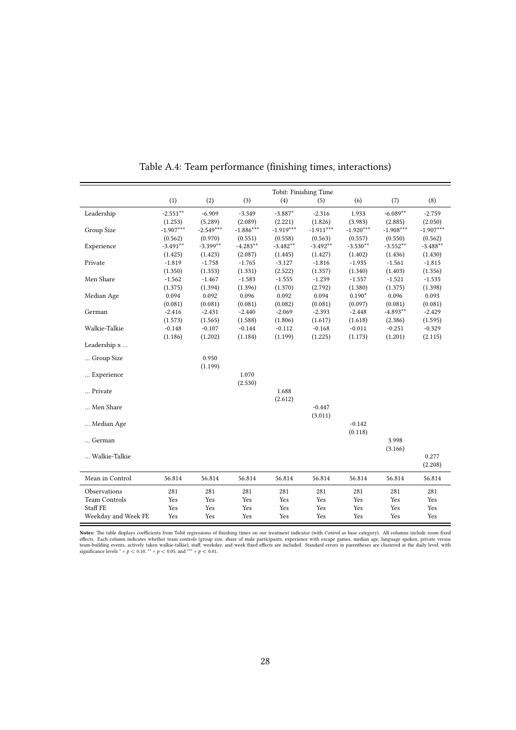Table A.4: Team performance (finishing times, interactions)

| | Tobit: Finishing Time | | | | | | | |
|---|---|---|---|---|---|---|---|---|
| | (1) | (2) | (3) | (4) | (5) | (6) | (7) | (8) |
| Leadership | -2.551** | -6.909 | -3.349 | -3.887* | -2.316 | 1.933 | -6.089** | -2.759 |
| | (1.253) | (5.289) | (2.089) | (2.221) | (1.826) | (3.983) | (2.885) | (2.050) |
| Group Size | -1.907*** | -2.549*** | -1.886*** | -1.919*** | -1.911*** | -1.920*** | -1.908*** | -1.907*** |
| | (0.562) | (0.970) | (0.551) | (0.558) | (0.563) | (0.557) | (0.550) | (0.562) |
| Experience | -3.491** | -3.399** | -4.283** | -3.482** | -3.492** | -3.530** | -3.552** | -3.488** |
| | (1.425) | (1.423) | (2.087) | (1.445) | (1.427) | (1.402) | (1.436) | (1.430) |
| Private | -1.819 | -1.758 | -1.765 | -3.127 | -1.816 | -1.935 | -1.561 | -1.815 |
| | (1.350) | (1.353) | (1.331) | (2.522) | (1.357) | (1.340) | (1.403) | (1.356) |
| Men Share | -1.562 | -1.467 | -1.583 | -1.555 | -1.239 | -1.557 | -1.521 | -1.535 |
| | (1.375) | (1.394) | (1.396) | (1.370) | (2.792) | (1.380) | (1.375) | (1.398) |
| Median Age | 0.094 | 0.092 | 0.096 | 0.092 | 0.094 | 0.190* | 0.096 | 0.093 |
| | (0.081) | (0.081) | (0.081) | (0.082) | (0.081) | (0.097) | (0.081) | (0.081) |
| German | -2.416 | -2.431 | -2.440 | -2.069 | -2.393 | -2.448 | -4.893** | -2.429 |
| | (1.573) | (1.565) | (1.588) | (1.806) | (1.617) | (1.618) | (2.386) | (1.595) |
| Walkie-Talkie | -0.148 | -0.107 | -0.144 | -0.112 | -0.168 | -0.011 | -0.251 | -0.329 |
| | (1.186) | (1.202) | (1.184) | (1.199) | (1.225) | (1.173) | (1.201) | (2.115) |
| Leadership x ... | | | | | | | | |
| ... Group Size | | 0.950 | | | | | | |
| | | (1.199) | | | | | | |
| ... Experience | | | 1.070 | | | | | |
| | | | (2.530) | | | | | |
| ... Private | | | | 1.688 | | | | |
| | | | | (2.612) | | | | |
| ... Men Share | | | | | -0.447 | | | |
| | | | | | (3.011) | | | |
| ... Median Age | | | | | | -0.142 | | |
| | | | | | | (0.118) | | |
| ... German | | | | | | | 3.998 | |
| | | | | | | | (3.166) | |
| ... Walkie-Talkie | | | | | | | | 0.277 |
| | | | | | | | | (2.208) |
| Mean in Control | 56.814 | 56.814 | 56.814 | 56.814 | 56.814 | 56.814 | 56.814 | 56.814 |
| Observations | 281 | 281 | 281 | 281 | 281 | 281 | 281 | 281 |
| Team Controls | Yes | Yes | Yes | Yes | Yes | Yes | Yes | Yes |
| Staff FE | Yes | Yes | Yes | Yes | Yes | Yes | Yes | Yes |
| Weekday and Week FE | Yes | Yes | Yes | Yes | Yes | Yes | Yes | Yes |

**Notes:** The table displays coefficients from Tobit regressions of finishing times on our treatment indicator (with *Control* as base category). All columns include room fixed effects. Each column indicates whether team controls (group size, share of male participants, experience with escape games, median age, language spoken, private versus team-building events, actively taken walkie-talkie), staff, weekday, and week fixed effects are included. Standard errors in parentheses are clustered at the daily level, with significance levels * = $p < 0.10$, ** = $p < 0.05$, and *** = $p < 0.01$.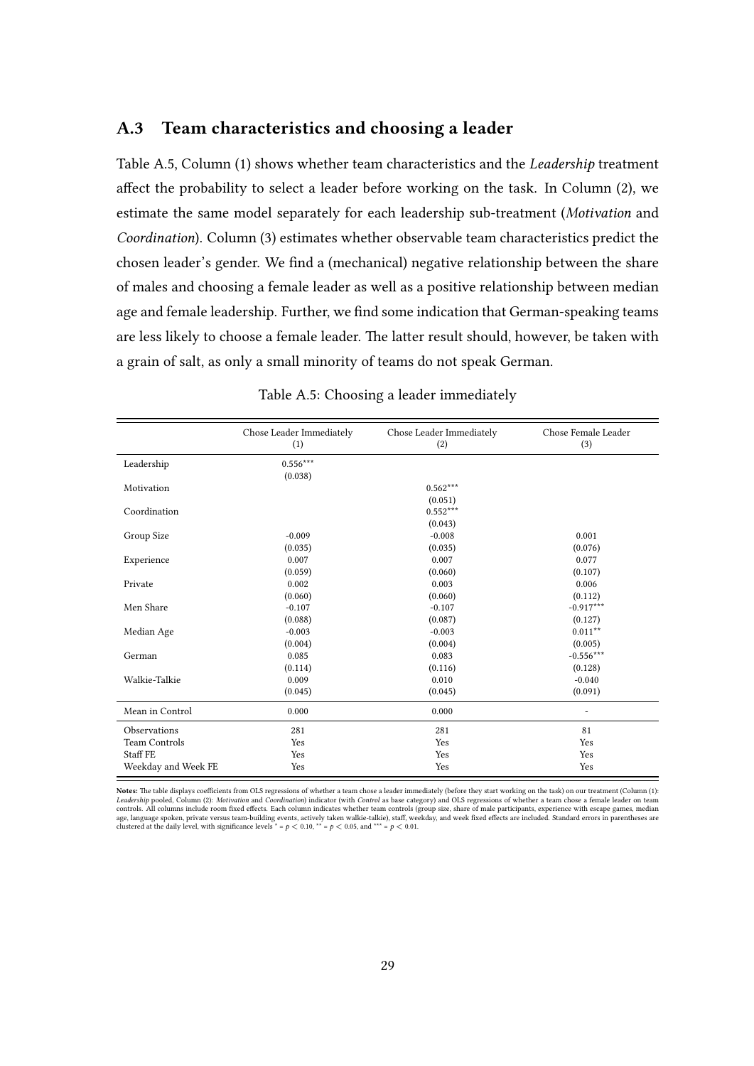## A.3 Team characteristics and choosing a leader

Table A.5, Column (1) shows whether team characteristics and the *Leadership* treatment affect the probability to select a leader before working on the task. In Column (2), we estimate the same model separately for each leadership sub-treatment (*Motivation* and *Coordination*). Column (3) estimates whether observable team characteristics predict the chosen leader's gender. We find a (mechanical) negative relationship between the share of males and choosing a female leader as well as a positive relationship between median age and female leadership. Further, we find some indication that German-speaking teams are less likely to choose a female leader. The latter result should, however, be taken with a grain of salt, as only a small minority of teams do not speak German.

Table A.5: Choosing a leader immediately

| | Chose Leader Immediately (1) | Chose Leader Immediately (2) | Chose Female Leader (3) |
|---|---|---|---|
| Leadership | $0.556^{***}$ | | |
| | (0.038) | | |
| Motivation | | $0.562^{***}$ | |
| | | (0.051) | |
| Coordination | | $0.552^{***}$ | |
| | | (0.043) | |
| Group Size | -0.009 | -0.008 | 0.001 |
| | (0.035) | (0.035) | (0.076) |
| Experience | 0.007 | 0.007 | 0.077 |
| | (0.059) | (0.060) | (0.107) |
| Private | 0.002 | 0.003 | 0.006 |
| | (0.060) | (0.060) | (0.112) |
| Men Share | -0.107 | -0.107 | $-0.917^{***}$ |
| | (0.088) | (0.087) | (0.127) |
| Median Age | -0.003 | -0.003 | $0.011^{**}$ |
| | (0.004) | (0.004) | (0.005) |
| German | 0.085 | 0.083 | $-0.556^{***}$ |
| | (0.114) | (0.116) | (0.128) |
| Walkie-Talkie | 0.009 | 0.010 | -0.040 |
| | (0.045) | (0.045) | (0.091) |
| Mean in Control | 0.000 | 0.000 | - |
| Observations | 281 | 281 | 81 |
| Team Controls | Yes | Yes | Yes |
| Staff FE | Yes | Yes | Yes |
| Weekday and Week FE | Yes | Yes | Yes |

**Notes:** The table displays coefficients from OLS regressions of whether a team chose a leader immediately (before they start working on the task) on our treatment (Column (1): *Leadership* pooled, Column (2): *Motivation* and *Coordination*) indicator (with *Control* as base category) and OLS regressions of whether a team chose a female leader on team controls. All columns include room fixed effects. Each column indicates whether team controls (group size, share of male participants, experience with escape games, median age, language spoken, private versus team-building events, actively taken walkie-talkie), staff, weekday, and week fixed effects are included. Standard errors in parentheses are clustered at the daily level, with significance levels * = $p < 0.10$, ** = $p < 0.05$, and *** = $p < 0.01$.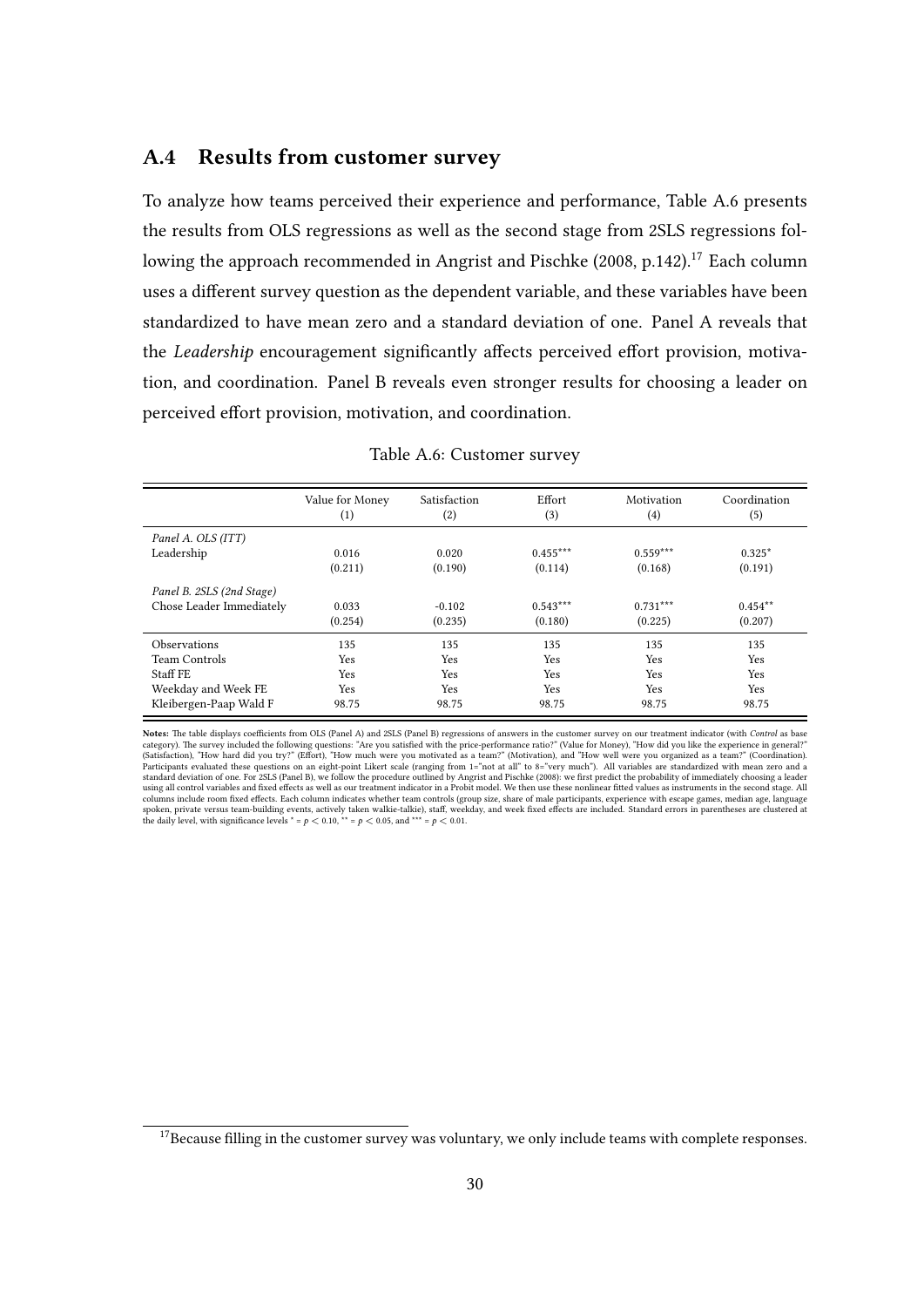## A.4 Results from customer survey

To analyze how teams perceived their experience and performance, Table A.6 presents the results from OLS regressions as well as the second stage from 2SLS regressions following the approach recommended in Angrist and Pischke (2008, p.142).[17] Each column uses a different survey question as the dependent variable, and these variables have been standardized to have mean zero and a standard deviation of one. Panel A reveals that the *Leadership* encouragement significantly affects perceived effort provision, motivation, and coordination. Panel B reveals even stronger results for choosing a leader on perceived effort provision, motivation, and coordination.

Table A.6: Customer survey

| | Value for Money (1) | Satisfaction (2) | Effort (3) | Motivation (4) | Coordination (5) |
|---|---|---|---|---|---|
| *Panel A. OLS (ITT)* | | | | | |
| Leadership | 0.016 | 0.020 | 0.455*** | 0.559*** | 0.325* |
| | (0.211) | (0.190) | (0.114) | (0.168) | (0.191) |
| *Panel B. 2SLS (2nd Stage)* | | | | | |
| Chose Leader Immediately | 0.033 | -0.102 | 0.543*** | 0.731*** | 0.454** |
| | (0.254) | (0.235) | (0.180) | (0.225) | (0.207) |
| Observations | 135 | 135 | 135 | 135 | 135 |
| Team Controls | Yes | Yes | Yes | Yes | Yes |
| Staff FE | Yes | Yes | Yes | Yes | Yes |
| Weekday and Week FE | Yes | Yes | Yes | Yes | Yes |
| Kleibergen-Paap Wald F | 98.75 | 98.75 | 98.75 | 98.75 | 98.75 |

**Notes:** The table displays coefficients from OLS (Panel A) and 2SLS (Panel B) regressions of answers in the customer survey on our treatment indicator (with *Control* as base category). The survey included the following questions: "Are you satisfied with the price-performance ratio?" (Value for Money), "How did you like the experience in general?" (Satisfaction), "How hard did you try?" (Effort), "How much were you motivated as a team?" (Motivation), and "How well were you organized as a team?" (Coordination). Participants evaluated these questions on an eight-point Likert scale (ranging from 1="not at all" to 8="very much"). All variables are standardized with mean zero and a standard deviation of one. For 2SLS (Panel B), we follow the procedure outlined by Angrist and Pischke (2008): we first predict the probability of immediately choosing a leader using all control variables and fixed effects as well as our treatment indicator in a Probit model. We then use these nonlinear fitted values as instruments in the second stage. All columns include room fixed effects. Each column indicates whether team controls (group size, share of male participants, experience with escape games, median age, language spoken, private versus team-building events, actively taken walkie-talkie), staff, weekday, and week fixed effects are included. Standard errors in parentheses are clustered at the daily level, with significance levels * = $p < 0.10$, ** = $p < 0.05$, and *** = $p < 0.01$.

[17] Because filling in the customer survey was voluntary, we only include teams with complete responses.